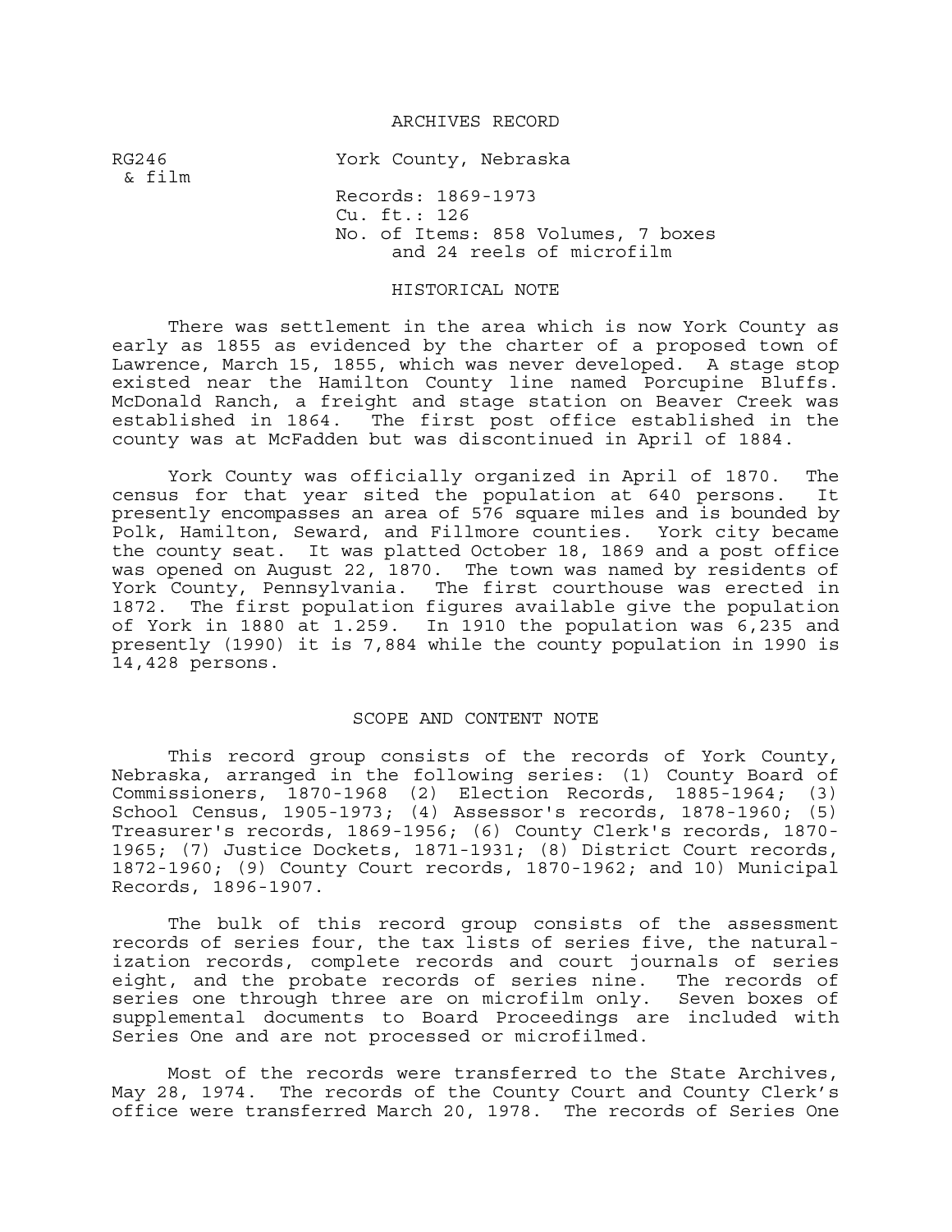# ARCHIVES RECORD

RG246
& film

York County, Nebraska

Records: 1869-1973
Cu. ft.: 126
No. of Items: 858 Volumes, 7 boxes and 24 reels of microfilm

## HISTORICAL NOTE

There was settlement in the area which is now York County as early as 1855 as evidenced by the charter of a proposed town of Lawrence, March 15, 1855, which was never developed. A stage stop existed near the Hamilton County line named Porcupine Bluffs. McDonald Ranch, a freight and stage station on Beaver Creek was established in 1864. The first post office established in the county was at McFadden but was discontinued in April of 1884.

York County was officially organized in April of 1870. The census for that year sited the population at 640 persons. It presently encompasses an area of 576 square miles and is bounded by Polk, Hamilton, Seward, and Fillmore counties. York city became the county seat. It was platted October 18, 1869 and a post office was opened on August 22, 1870. The town was named by residents of York County, Pennsylvania. The first courthouse was erected in 1872. The first population figures available give the population of York in 1880 at 1.259. In 1910 the population was 6,235 and presently (1990) it is 7,884 while the county population in 1990 is 14,428 persons.

## SCOPE AND CONTENT NOTE

This record group consists of the records of York County, Nebraska, arranged in the following series: (1) County Board of Commissioners, 1870-1968 (2) Election Records, 1885-1964; (3) School Census, 1905-1973; (4) Assessor's records, 1878-1960; (5) Treasurer's records, 1869-1956; (6) County Clerk's records, 1870-1965; (7) Justice Dockets, 1871-1931; (8) District Court records, 1872-1960; (9) County Court records, 1870-1962; and 10) Municipal Records, 1896-1907.

The bulk of this record group consists of the assessment records of series four, the tax lists of series five, the naturalization records, complete records and court journals of series eight, and the probate records of series nine. The records of series one through three are on microfilm only. Seven boxes of supplemental documents to Board Proceedings are included with Series One and are not processed or microfilmed.

Most of the records were transferred to the State Archives, May 28, 1974. The records of the County Court and County Clerk's office were transferred March 20, 1978. The records of Series One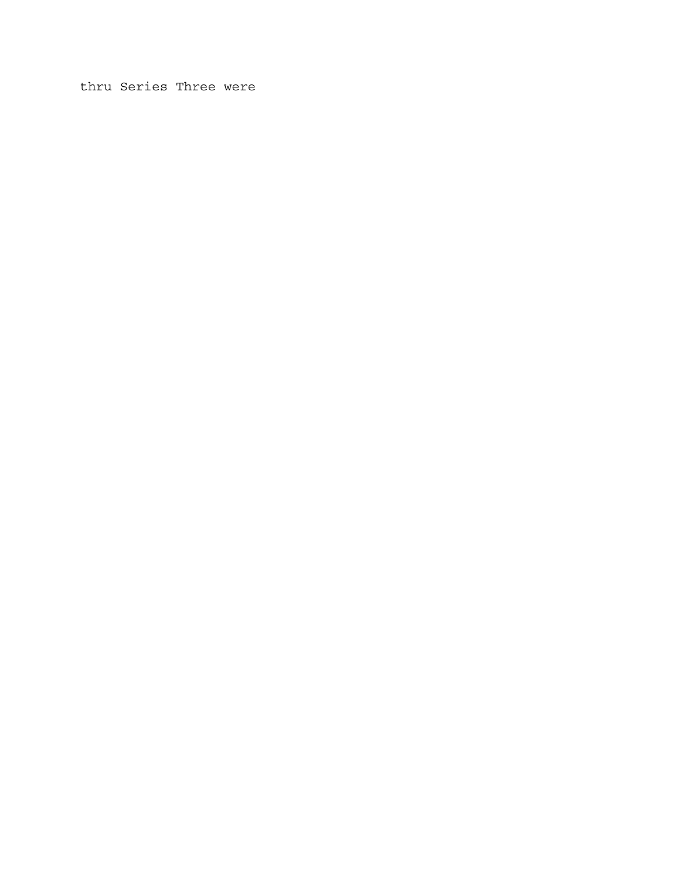thru Series Three were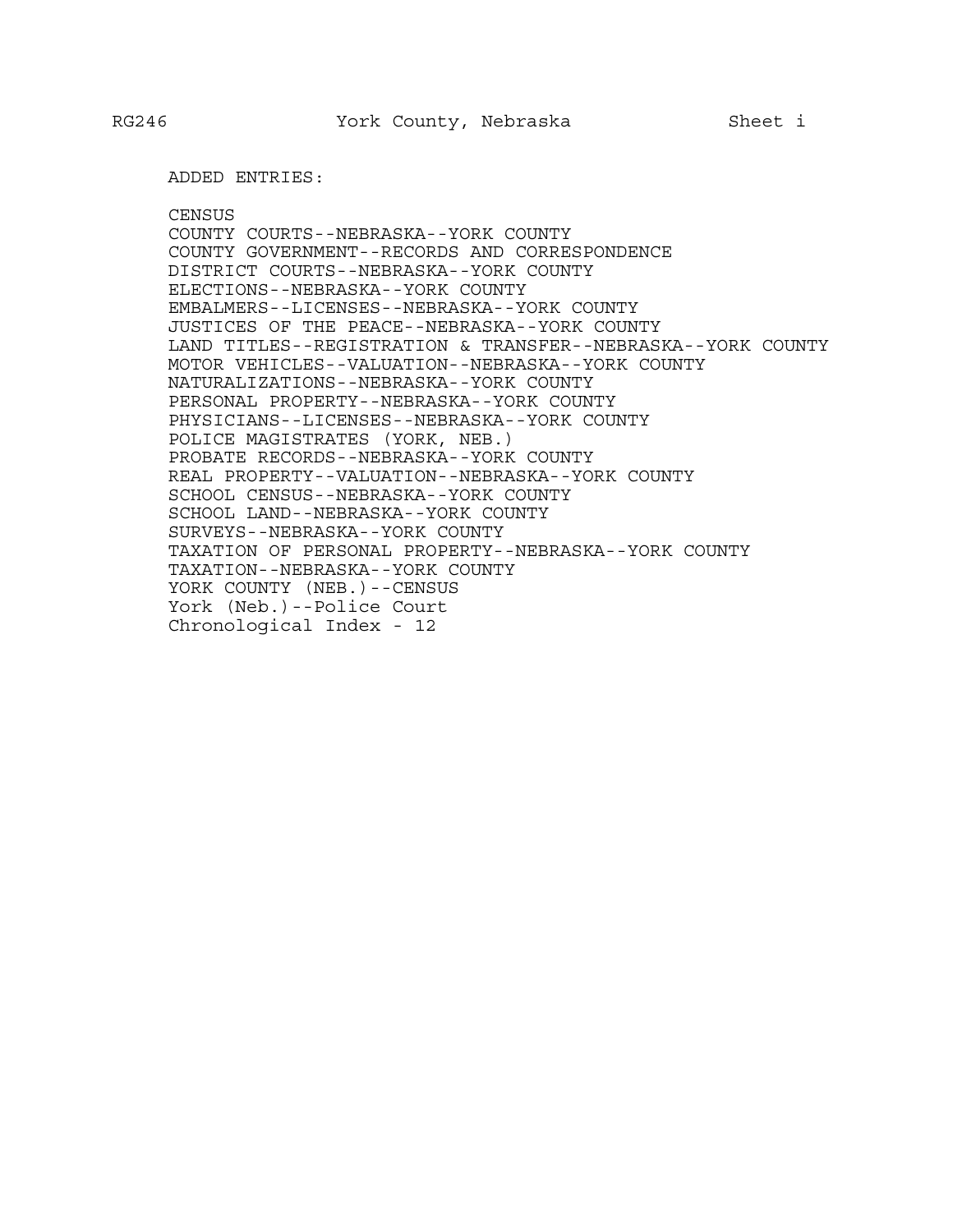ADDED ENTRIES:

CENSUS
COUNTY COURTS--NEBRASKA--YORK COUNTY
COUNTY GOVERNMENT--RECORDS AND CORRESPONDENCE
DISTRICT COURTS--NEBRASKA--YORK COUNTY
ELECTIONS--NEBRASKA--YORK COUNTY
EMBALMERS--LICENSES--NEBRASKA--YORK COUNTY
JUSTICES OF THE PEACE--NEBRASKA--YORK COUNTY
LAND TITLES--REGISTRATION & TRANSFER--NEBRASKA--YORK COUNTY
MOTOR VEHICLES--VALUATION--NEBRASKA--YORK COUNTY
NATURALIZATIONS--NEBRASKA--YORK COUNTY
PERSONAL PROPERTY--NEBRASKA--YORK COUNTY
PHYSICIANS--LICENSES--NEBRASKA--YORK COUNTY
POLICE MAGISTRATES (YORK, NEB.)
PROBATE RECORDS--NEBRASKA--YORK COUNTY
REAL PROPERTY--VALUATION--NEBRASKA--YORK COUNTY
SCHOOL CENSUS--NEBRASKA--YORK COUNTY
SCHOOL LAND--NEBRASKA--YORK COUNTY
SURVEYS--NEBRASKA--YORK COUNTY
TAXATION OF PERSONAL PROPERTY--NEBRASKA--YORK COUNTY
TAXATION--NEBRASKA--YORK COUNTY
YORK COUNTY (NEB.)--CENSUS
York (Neb.)--Police Court
Chronological Index - 12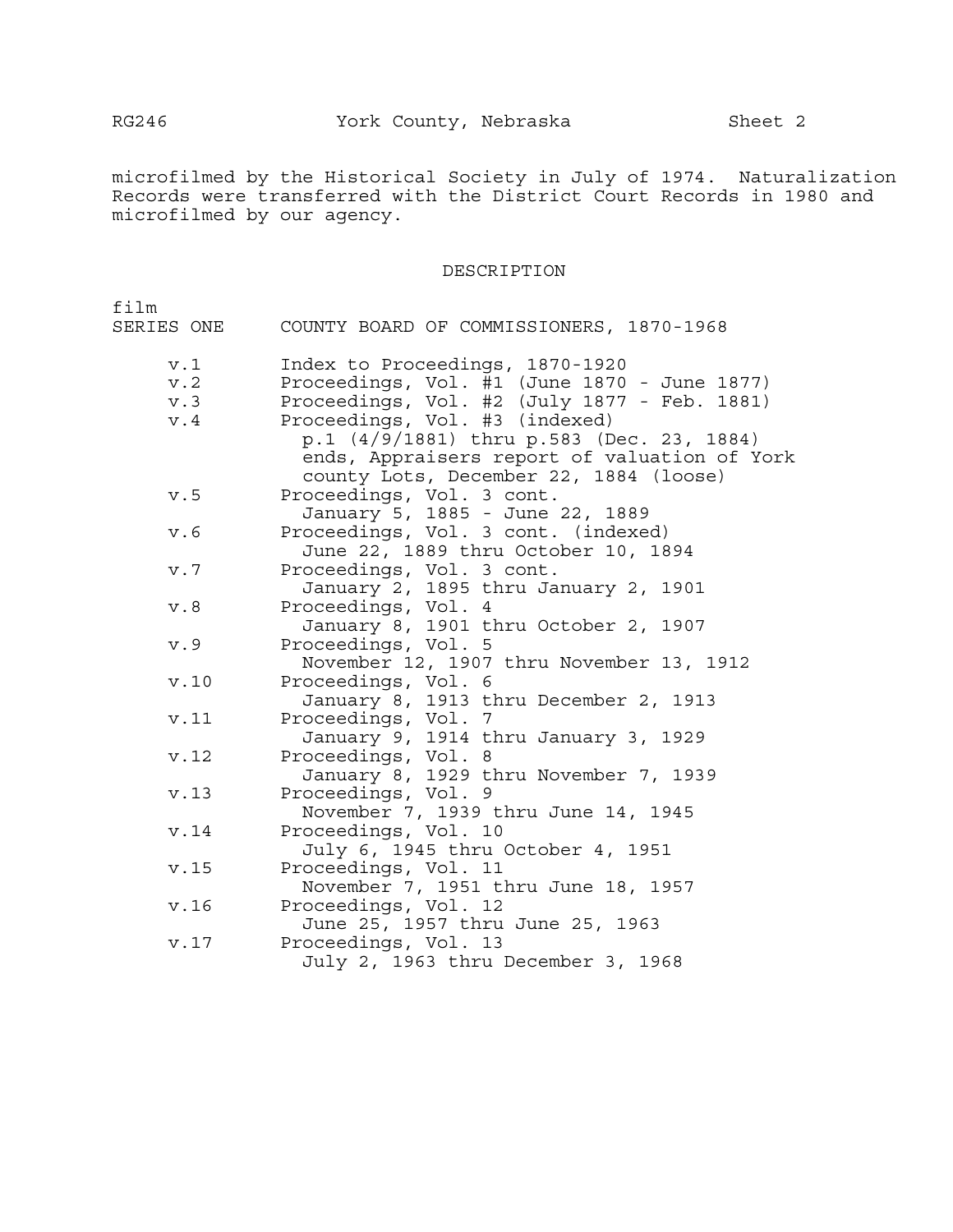microfilmed by the Historical Society in July of 1974. Naturalization Records were transferred with the District Court Records in 1980 and microfilmed by our agency.

## DESCRIPTION

film
**SERIES ONE** COUNTY BOARD OF COMMISSIONERS, 1870-1968

| | |
|---|---|
| v.1 | Index to Proceedings, 1870-1920 |
| v.2 | Proceedings, Vol. #1 (June 1870 - June 1877) |
| v.3 | Proceedings, Vol. #2 (July 1877 - Feb. 1881) |
| v.4 | Proceedings, Vol. #3 (indexed) p.1 (4/9/1881) thru p.583 (Dec. 23, 1884) ends, Appraisers report of valuation of York county Lots, December 22, 1884 (loose) |
| v.5 | Proceedings, Vol. 3 cont. January 5, 1885 - June 22, 1889 |
| v.6 | Proceedings, Vol. 3 cont. (indexed) June 22, 1889 thru October 10, 1894 |
| v.7 | Proceedings, Vol. 3 cont. January 2, 1895 thru January 2, 1901 |
| v.8 | Proceedings, Vol. 4 January 8, 1901 thru October 2, 1907 |
| v.9 | Proceedings, Vol. 5 November 12, 1907 thru November 13, 1912 |
| v.10 | Proceedings, Vol. 6 January 8, 1913 thru December 2, 1913 |
| v.11 | Proceedings, Vol. 7 January 9, 1914 thru January 3, 1929 |
| v.12 | Proceedings, Vol. 8 January 8, 1929 thru November 7, 1939 |
| v.13 | Proceedings, Vol. 9 November 7, 1939 thru June 14, 1945 |
| v.14 | Proceedings, Vol. 10 July 6, 1945 thru October 4, 1951 |
| v.15 | Proceedings, Vol. 11 November 7, 1951 thru June 18, 1957 |
| v.16 | Proceedings, Vol. 12 June 25, 1957 thru June 25, 1963 |
| v.17 | Proceedings, Vol. 13 July 2, 1963 thru December 3, 1968 |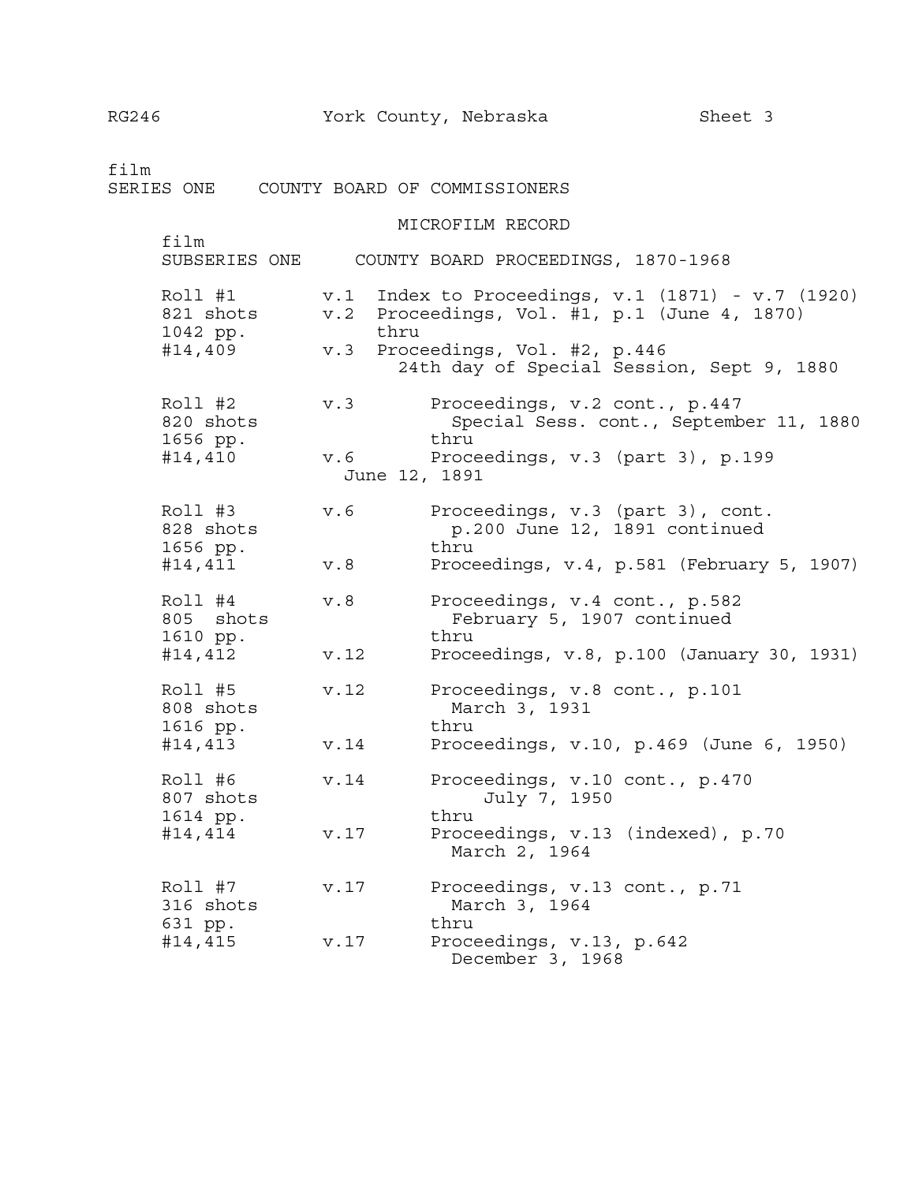RG246 York County, Nebraska Sheet 3

film
SERIES ONE COUNTY BOARD OF COMMISSIONERS

MICROFILM RECORD

film
SUBSERIES ONE COUNTY BOARD PROCEEDINGS, 1870-1968

| Roll | Volume | Contents |
|---|---|---|
| Roll #1<br>821 shots<br>1042 pp.<br>#14,409 | v.1<br>v.2<br><br>v.3 | Index to Proceedings, v.1 (1871) - v.7 (1920)<br>Proceedings, Vol. #1, p.1 (June 4, 1870)<br>thru<br>Proceedings, Vol. #2, p.446<br>24th day of Special Session, Sept 9, 1880 |
| Roll #2<br>820 shots<br>1656 pp.<br>#14,410 | v.3<br><br><br>v.6 | Proceedings, v.2 cont., p.447<br>Special Sess. cont., September 11, 1880<br>thru<br>Proceedings, v.3 (part 3), p.199<br>June 12, 1891 |
| Roll #3<br>828 shots<br>1656 pp.<br>#14,411 | v.6<br><br><br>v.8 | Proceedings, v.3 (part 3), cont.<br>p.200 June 12, 1891 continued<br>thru<br>Proceedings, v.4, p.581 (February 5, 1907) |
| Roll #4<br>805 shots<br>1610 pp.<br>#14,412 | v.8<br><br><br>v.12 | Proceedings, v.4 cont., p.582<br>February 5, 1907 continued<br>thru<br>Proceedings, v.8, p.100 (January 30, 1931) |
| Roll #5<br>808 shots<br>1616 pp.<br>#14,413 | v.12<br><br><br>v.14 | Proceedings, v.8 cont., p.101<br>March 3, 1931<br>thru<br>Proceedings, v.10, p.469 (June 6, 1950) |
| Roll #6<br>807 shots<br>1614 pp.<br>#14,414 | v.14<br><br><br>v.17 | Proceedings, v.10 cont., p.470<br>July 7, 1950<br>thru<br>Proceedings, v.13 (indexed), p.70<br>March 2, 1964 |
| Roll #7<br>316 shots<br>631 pp.<br>#14,415 | v.17<br><br><br>v.17 | Proceedings, v.13 cont., p.71<br>March 3, 1964<br>thru<br>Proceedings, v.13, p.642<br>December 3, 1968 |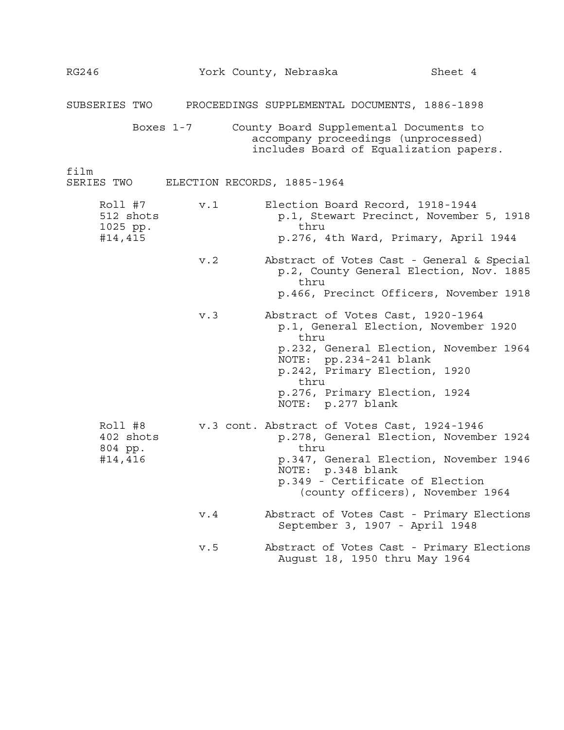SUBSERIES TWO PROCEEDINGS SUPPLEMENTAL DOCUMENTS, 1886-1898

Boxes 1-7 County Board Supplemental Documents to accompany proceedings (unprocessed) includes Board of Equalization papers.

film

## SERIES TWO ELECTION RECORDS, 1885-1964

| Roll | Volume | Description |
|---|---|---|
| Roll #7<br>512 shots<br>1025 pp.<br>#14,415 | v.1 | Election Board Record, 1918-1944<br>p.1, Stewart Precinct, November 5, 1918<br>thru<br>p.276, 4th Ward, Primary, April 1944 |
| | v.2 | Abstract of Votes Cast - General & Special<br>p.2, County General Election, Nov. 1885<br>thru<br>p.466, Precinct Officers, November 1918 |
| | v.3 | Abstract of Votes Cast, 1920-1964<br>p.1, General Election, November 1920<br>thru<br>p.232, General Election, November 1964<br>NOTE: pp.234-241 blank<br>p.242, Primary Election, 1920<br>thru<br>p.276, Primary Election, 1924<br>NOTE: p.277 blank |
| Roll #8<br>402 shots<br>804 pp.<br>#14,416 | v.3 cont. | Abstract of Votes Cast, 1924-1946<br>p.278, General Election, November 1924<br>thru<br>p.347, General Election, November 1946<br>NOTE: p.348 blank<br>p.349 - Certificate of Election (county officers), November 1964 |
| | v.4 | Abstract of Votes Cast - Primary Elections<br>September 3, 1907 - April 1948 |
| | v.5 | Abstract of Votes Cast - Primary Elections<br>August 18, 1950 thru May 1964 |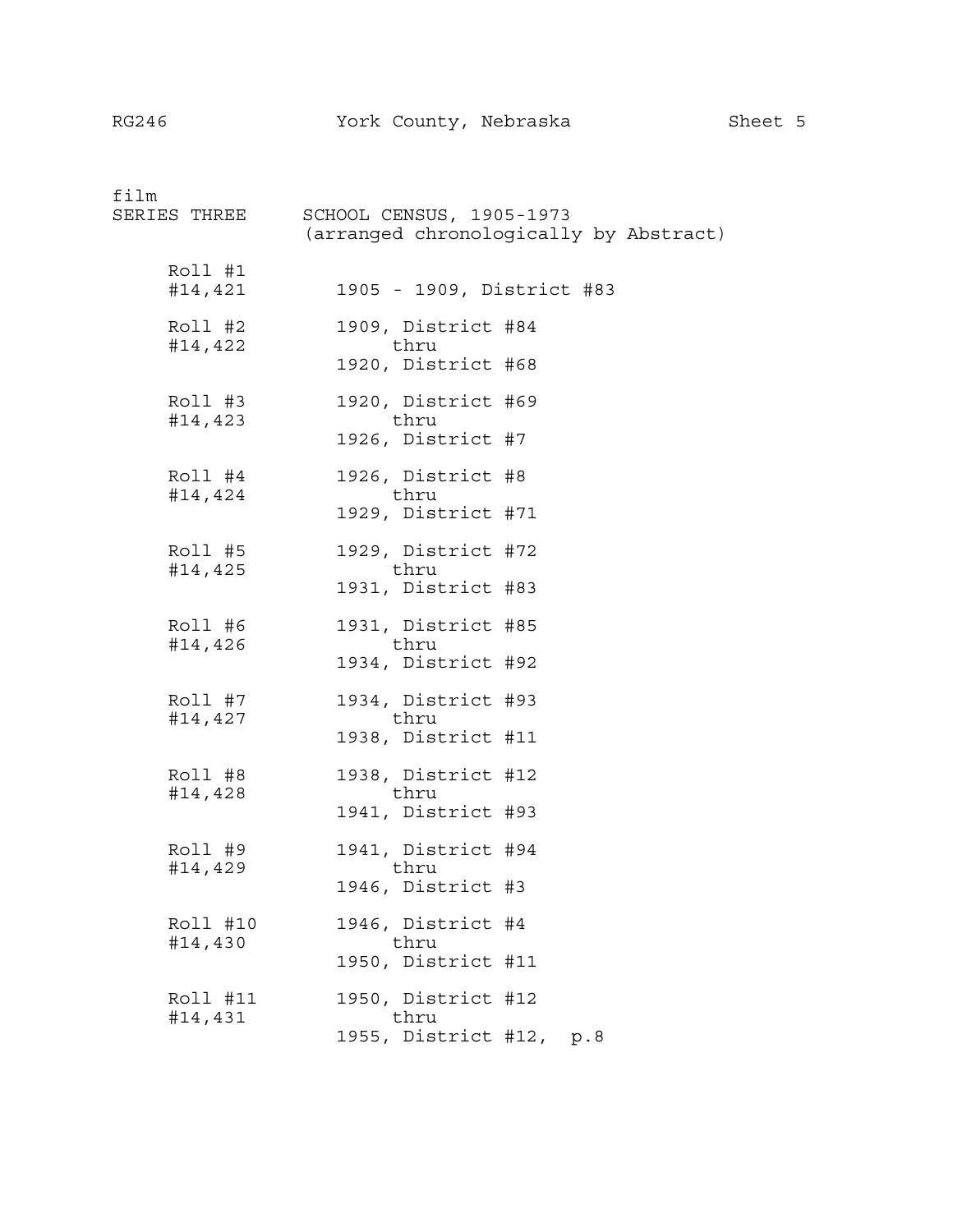film
SERIES THREE SCHOOL CENSUS, 1905-1973
(arranged chronologically by Abstract)

| Roll | Contents |
|---|---|
| Roll #1 #14,421 | 1905 - 1909, District #83 |
| Roll #2 #14,422 | 1909, District #84 thru 1920, District #68 |
| Roll #3 #14,423 | 1920, District #69 thru 1926, District #7 |
| Roll #4 #14,424 | 1926, District #8 thru 1929, District #71 |
| Roll #5 #14,425 | 1929, District #72 thru 1931, District #83 |
| Roll #6 #14,426 | 1931, District #85 thru 1934, District #92 |
| Roll #7 #14,427 | 1934, District #93 thru 1938, District #11 |
| Roll #8 #14,428 | 1938, District #12 thru 1941, District #93 |
| Roll #9 #14,429 | 1941, District #94 thru 1946, District #3 |
| Roll #10 #14,430 | 1946, District #4 thru 1950, District #11 |
| Roll #11 #14,431 | 1950, District #12 thru 1955, District #12, p.8 |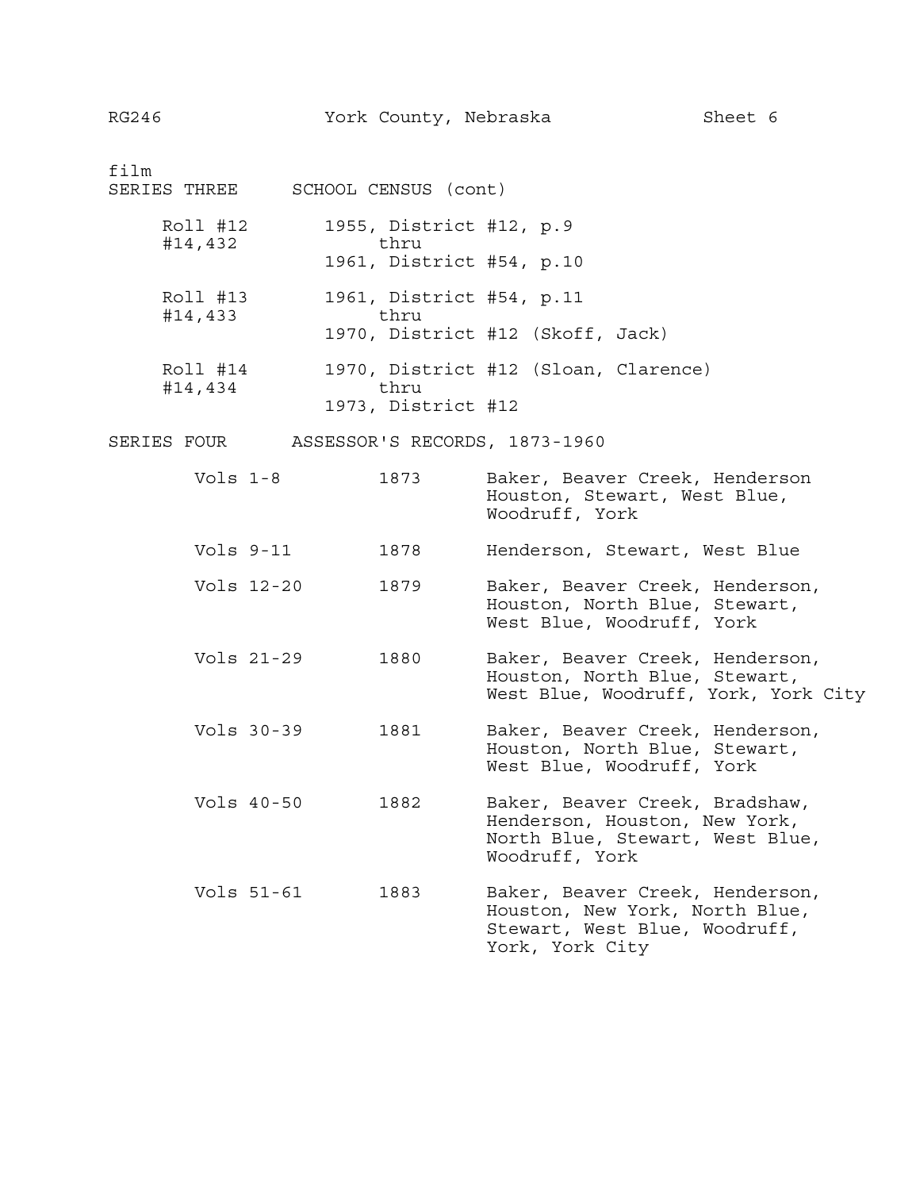film

## SERIES THREE SCHOOL CENSUS (cont)

| Roll | Contents |
|---|---|
| Roll #12 #14,432 | 1955, District #12, p.9 thru 1961, District #54, p.10 |
| Roll #13 #14,433 | 1961, District #54, p.11 thru 1970, District #12 (Skoff, Jack) |
| Roll #14 #14,434 | 1970, District #12 (Sloan, Clarence) thru 1973, District #12 |

## SERIES FOUR ASSESSOR'S RECORDS, 1873-1960

| Vols | Year | Precincts |
|---|---|---|
| Vols 1-8 | 1873 | Baker, Beaver Creek, Henderson Houston, Stewart, West Blue, Woodruff, York |
| Vols 9-11 | 1878 | Henderson, Stewart, West Blue |
| Vols 12-20 | 1879 | Baker, Beaver Creek, Henderson, Houston, North Blue, Stewart, West Blue, Woodruff, York |
| Vols 21-29 | 1880 | Baker, Beaver Creek, Henderson, Houston, North Blue, Stewart, West Blue, Woodruff, York, York City |
| Vols 30-39 | 1881 | Baker, Beaver Creek, Henderson, Houston, North Blue, Stewart, West Blue, Woodruff, York |
| Vols 40-50 | 1882 | Baker, Beaver Creek, Bradshaw, Henderson, Houston, New York, North Blue, Stewart, West Blue, Woodruff, York |
| Vols 51-61 | 1883 | Baker, Beaver Creek, Henderson, Houston, New York, North Blue, Stewart, West Blue, Woodruff, York, York City |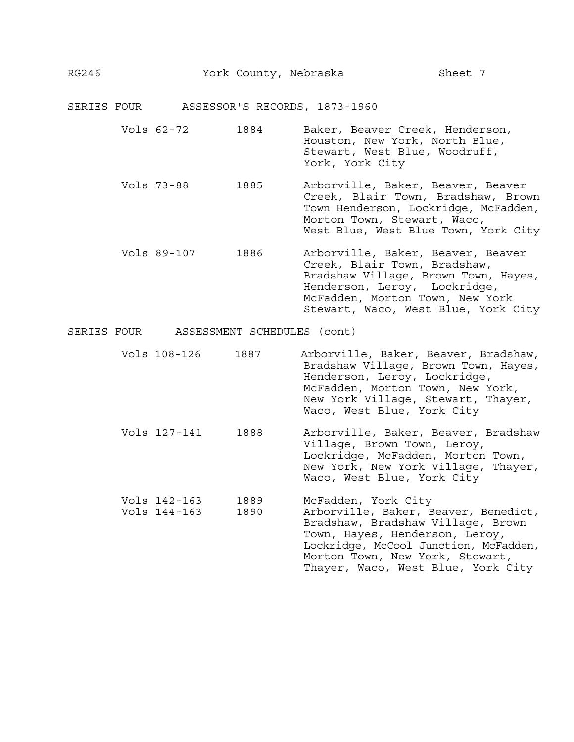## SERIES FOUR ASSESSOR'S RECORDS, 1873-1960

| | | |
|---|---|---|
| Vols 62-72 | 1884 | Baker, Beaver Creek, Henderson, Houston, New York, North Blue, Stewart, West Blue, Woodruff, York, York City |
| Vols 73-88 | 1885 | Arborville, Baker, Beaver, Beaver Creek, Blair Town, Bradshaw, Brown Town Henderson, Lockridge, McFadden, Morton Town, Stewart, Waco, West Blue, West Blue Town, York City |
| Vols 89-107 | 1886 | Arborville, Baker, Beaver, Beaver Creek, Blair Town, Bradshaw, Bradshaw Village, Brown Town, Hayes, Henderson, Leroy, Lockridge, McFadden, Morton Town, New York Stewart, Waco, West Blue, York City |

## SERIES FOUR ASSESSMENT SCHEDULES (cont)

| | | |
|---|---|---|
| Vols 108-126 | 1887 | Arborville, Baker, Beaver, Bradshaw, Bradshaw Village, Brown Town, Hayes, Henderson, Leroy, Lockridge, McFadden, Morton Town, New York, New York Village, Stewart, Thayer, Waco, West Blue, York City |
| Vols 127-141 | 1888 | Arborville, Baker, Beaver, Bradshaw Village, Brown Town, Leroy, Lockridge, McFadden, Morton Town, New York, New York Village, Thayer, Waco, West Blue, York City |
| Vols 142-163 | 1889 | McFadden, York City |
| Vols 144-163 | 1890 | Arborville, Baker, Beaver, Benedict, Bradshaw, Bradshaw Village, Brown Town, Hayes, Henderson, Leroy, Lockridge, McCool Junction, McFadden, Morton Town, New York, Stewart, Thayer, Waco, West Blue, York City |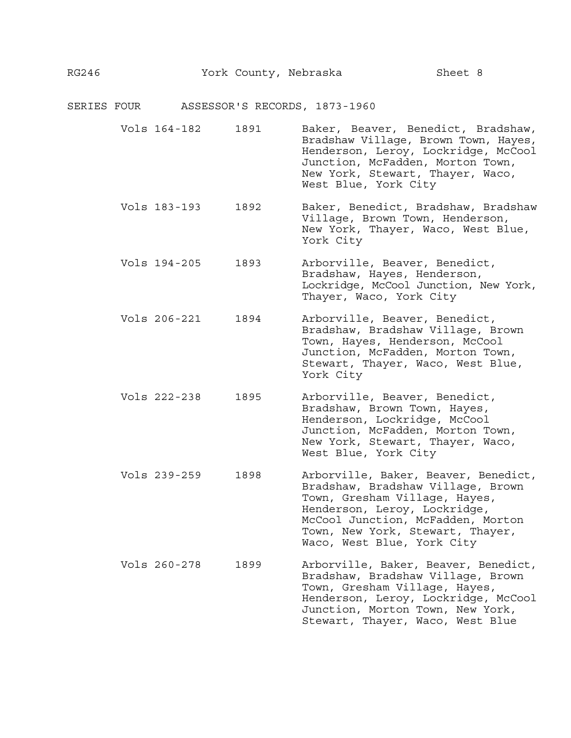## SERIES FOUR ASSESSOR'S RECORDS, 1873-1960

| Volumes | Year | Precincts |
|---|---|---|
| Vols 164-182 | 1891 | Baker, Beaver, Benedict, Bradshaw, Bradshaw Village, Brown Town, Hayes, Henderson, Leroy, Lockridge, McCool Junction, McFadden, Morton Town, New York, Stewart, Thayer, Waco, West Blue, York City |
| Vols 183-193 | 1892 | Baker, Benedict, Bradshaw, Bradshaw Village, Brown Town, Henderson, New York, Thayer, Waco, West Blue, York City |
| Vols 194-205 | 1893 | Arborville, Beaver, Benedict, Bradshaw, Hayes, Henderson, Lockridge, McCool Junction, New York, Thayer, Waco, York City |
| Vols 206-221 | 1894 | Arborville, Beaver, Benedict, Bradshaw, Bradshaw Village, Brown Town, Hayes, Henderson, McCool Junction, McFadden, Morton Town, Stewart, Thayer, Waco, West Blue, York City |
| Vols 222-238 | 1895 | Arborville, Beaver, Benedict, Bradshaw, Brown Town, Hayes, Henderson, Lockridge, McCool Junction, McFadden, Morton Town, New York, Stewart, Thayer, Waco, West Blue, York City |
| Vols 239-259 | 1898 | Arborville, Baker, Beaver, Benedict, Bradshaw, Bradshaw Village, Brown Town, Gresham Village, Hayes, Henderson, Leroy, Lockridge, McCool Junction, McFadden, Morton Town, New York, Stewart, Thayer, Waco, West Blue, York City |
| Vols 260-278 | 1899 | Arborville, Baker, Beaver, Benedict, Bradshaw, Bradshaw Village, Brown Town, Gresham Village, Hayes, Henderson, Leroy, Lockridge, McCool Junction, Morton Town, New York, Stewart, Thayer, Waco, West Blue |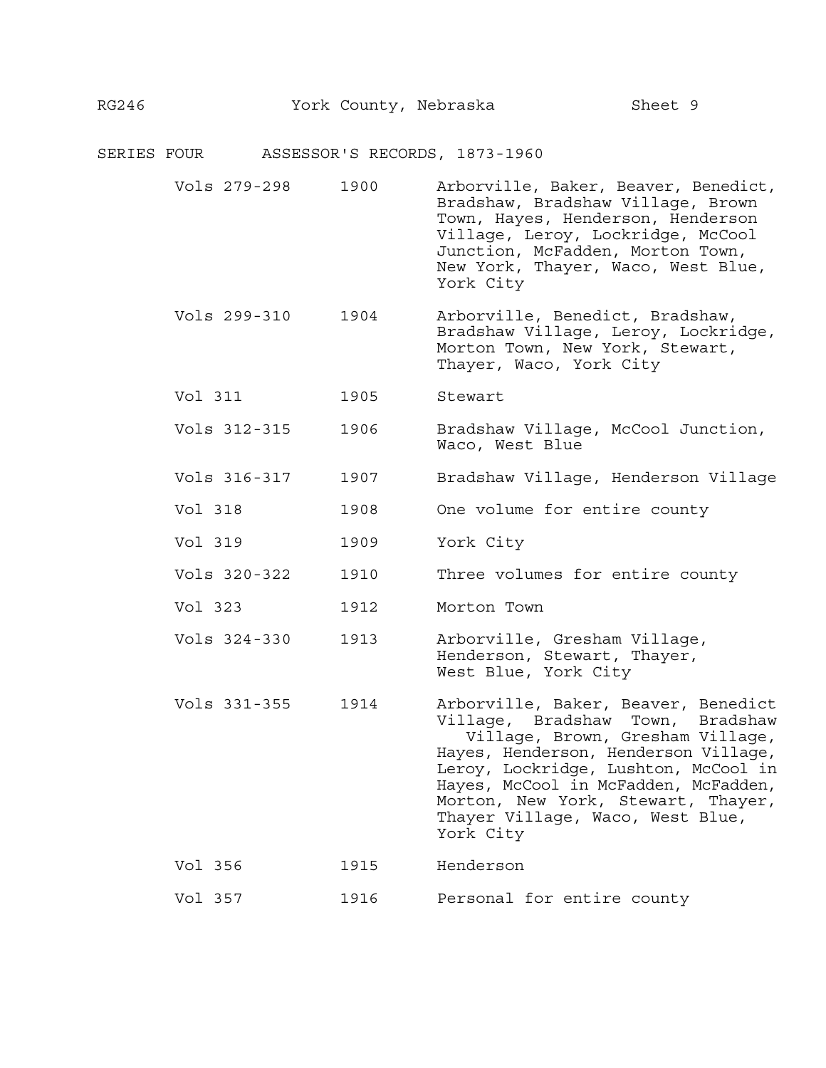## SERIES FOUR ASSESSOR'S RECORDS, 1873-1960

| Volumes | Year | Description |
|---|---|---|
| Vols 279-298 | 1900 | Arborville, Baker, Beaver, Benedict, Bradshaw, Bradshaw Village, Brown Town, Hayes, Henderson, Henderson Village, Leroy, Lockridge, McCool Junction, McFadden, Morton Town, New York, Thayer, Waco, West Blue, York City |
| Vols 299-310 | 1904 | Arborville, Benedict, Bradshaw, Bradshaw Village, Leroy, Lockridge, Morton Town, New York, Stewart, Thayer, Waco, York City |
| Vol 311 | 1905 | Stewart |
| Vols 312-315 | 1906 | Bradshaw Village, McCool Junction, Waco, West Blue |
| Vols 316-317 | 1907 | Bradshaw Village, Henderson Village |
| Vol 318 | 1908 | One volume for entire county |
| Vol 319 | 1909 | York City |
| Vols 320-322 | 1910 | Three volumes for entire county |
| Vol 323 | 1912 | Morton Town |
| Vols 324-330 | 1913 | Arborville, Gresham Village, Henderson, Stewart, Thayer, West Blue, York City |
| Vols 331-355 | 1914 | Arborville, Baker, Beaver, Benedict Village, Bradshaw Town, Bradshaw Village, Brown, Gresham Village, Hayes, Henderson, Henderson Village, Leroy, Lockridge, Lushton, McCool in Hayes, McCool in McFadden, McFadden, Morton, New York, Stewart, Thayer, Thayer Village, Waco, West Blue, York City |
| Vol 356 | 1915 | Henderson |
| Vol 357 | 1916 | Personal for entire county |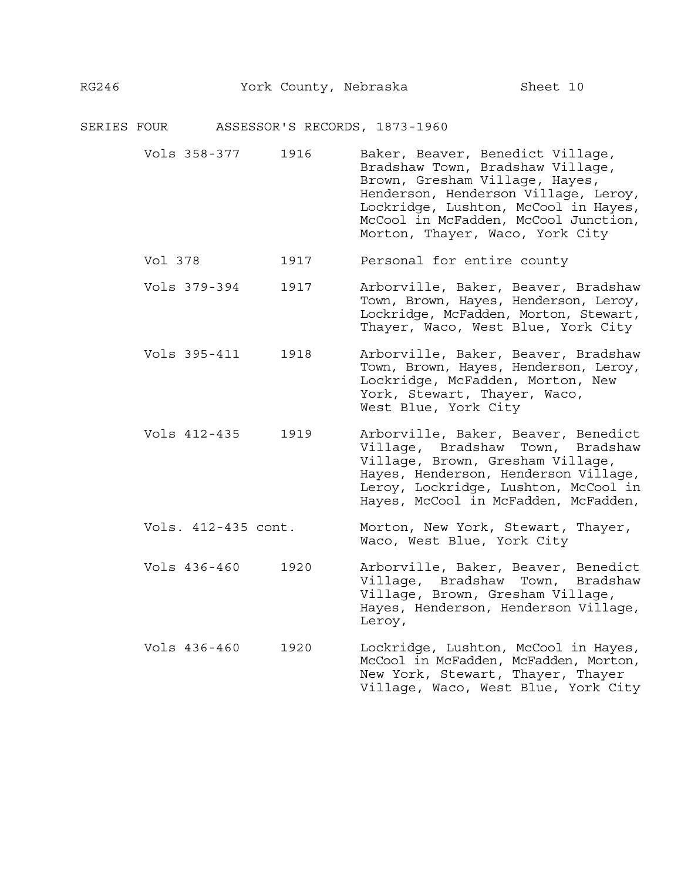## SERIES FOUR ASSESSOR'S RECORDS, 1873-1960

| | | |
|---|---|---|
| Vols 358-377 | 1916 | Baker, Beaver, Benedict Village, Bradshaw Town, Bradshaw Village, Brown, Gresham Village, Hayes, Henderson, Henderson Village, Leroy, Lockridge, Lushton, McCool in Hayes, McCool in McFadden, McCool Junction, Morton, Thayer, Waco, York City |
| Vol 378 | 1917 | Personal for entire county |
| Vols 379-394 | 1917 | Arborville, Baker, Beaver, Bradshaw Town, Brown, Hayes, Henderson, Leroy, Lockridge, McFadden, Morton, Stewart, Thayer, Waco, West Blue, York City |
| Vols 395-411 | 1918 | Arborville, Baker, Beaver, Bradshaw Town, Brown, Hayes, Henderson, Leroy, Lockridge, McFadden, Morton, New York, Stewart, Thayer, Waco, West Blue, York City |
| Vols 412-435 | 1919 | Arborville, Baker, Beaver, Benedict Village, Bradshaw Town, Bradshaw Village, Brown, Gresham Village, Hayes, Henderson, Henderson Village, Leroy, Lockridge, Lushton, McCool in Hayes, McCool in McFadden, McFadden, |
| Vols. 412-435 cont. | | Morton, New York, Stewart, Thayer, Waco, West Blue, York City |
| Vols 436-460 | 1920 | Arborville, Baker, Beaver, Benedict Village, Bradshaw Town, Bradshaw Village, Brown, Gresham Village, Hayes, Henderson, Henderson Village, Leroy, |
| Vols 436-460 | 1920 | Lockridge, Lushton, McCool in Hayes, McCool in McFadden, McFadden, Morton, New York, Stewart, Thayer, Thayer Village, Waco, West Blue, York City |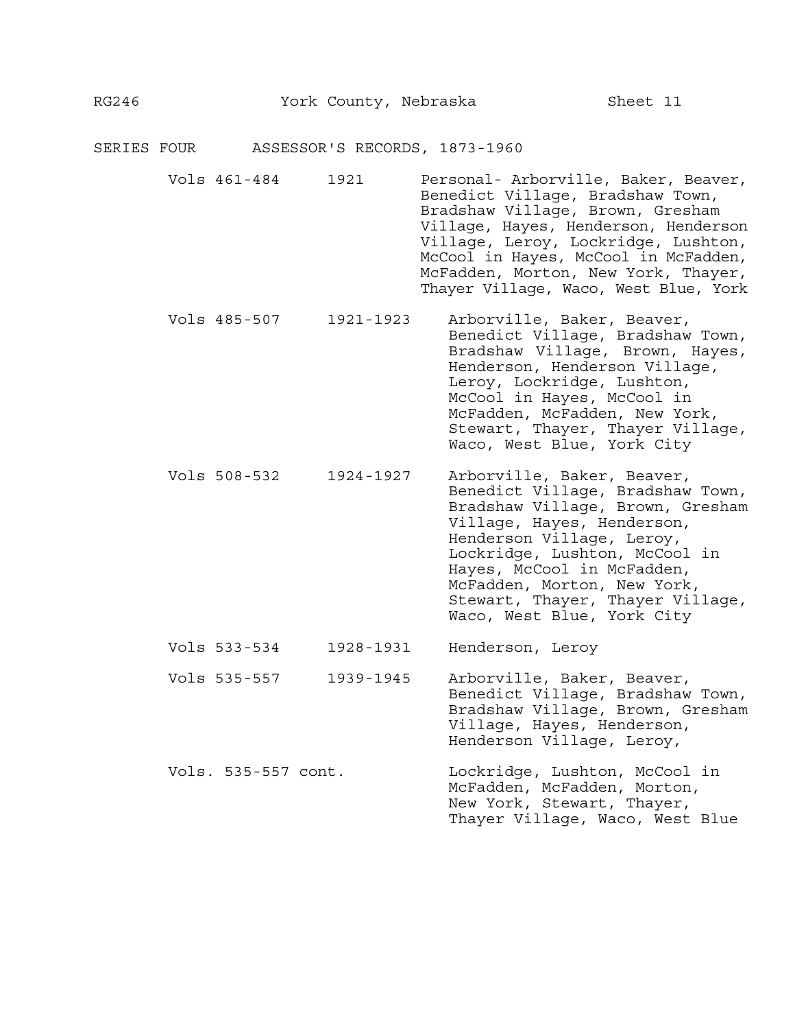## SERIES FOUR ASSESSOR'S RECORDS, 1873-1960

| Volumes | Dates | Description |
|---|---|---|
| Vols 461-484 | 1921 | Personal- Arborville, Baker, Beaver, Benedict Village, Bradshaw Town, Bradshaw Village, Brown, Gresham Village, Hayes, Henderson, Henderson Village, Leroy, Lockridge, Lushton, McCool in Hayes, McCool in McFadden, McFadden, Morton, New York, Thayer, Thayer Village, Waco, West Blue, York |
| Vols 485-507 | 1921-1923 | Arborville, Baker, Beaver, Benedict Village, Bradshaw Town, Bradshaw Village, Brown, Hayes, Henderson, Henderson Village, Leroy, Lockridge, Lushton, McCool in Hayes, McCool in McFadden, McFadden, New York, Stewart, Thayer, Thayer Village, Waco, West Blue, York City |
| Vols 508-532 | 1924-1927 | Arborville, Baker, Beaver, Benedict Village, Bradshaw Town, Bradshaw Village, Brown, Gresham Village, Hayes, Henderson, Henderson Village, Leroy, Lockridge, Lushton, McCool in Hayes, McCool in McFadden, McFadden, Morton, New York, Stewart, Thayer, Thayer Village, Waco, West Blue, York City |
| Vols 533-534 | 1928-1931 | Henderson, Leroy |
| Vols 535-557 | 1939-1945 | Arborville, Baker, Beaver, Benedict Village, Bradshaw Town, Bradshaw Village, Brown, Gresham Village, Hayes, Henderson, Henderson Village, Leroy, |
| Vols. 535-557 cont. | | Lockridge, Lushton, McCool in McFadden, McFadden, Morton, New York, Stewart, Thayer, Thayer Village, Waco, West Blue |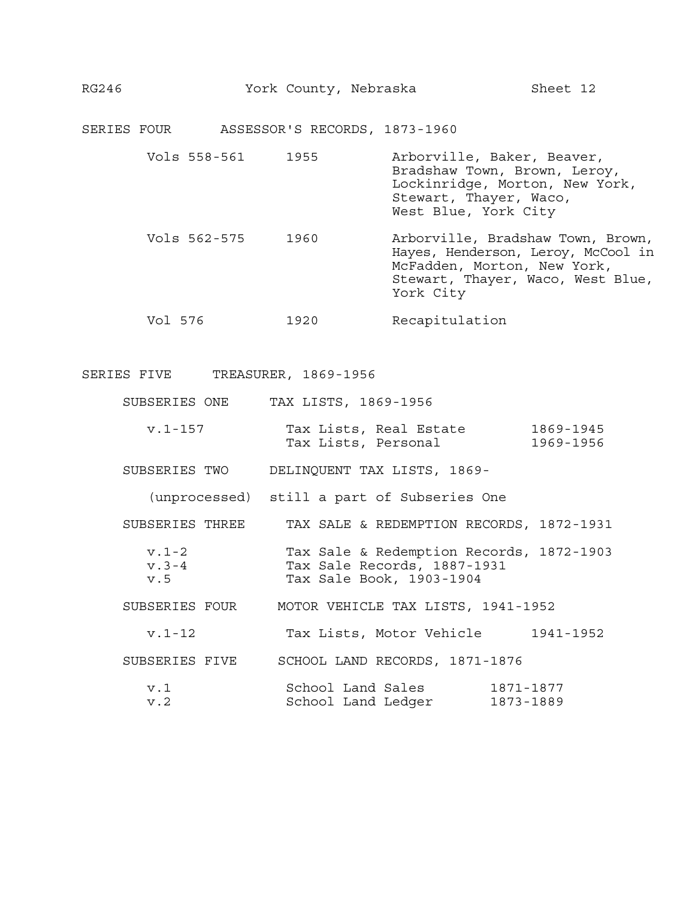## SERIES FOUR ASSESSOR'S RECORDS, 1873-1960

| | | |
|---|---|---|
| Vols 558-561 | 1955 | Arborville, Baker, Beaver, Bradshaw Town, Brown, Leroy, Lockinridge, Morton, New York, Stewart, Thayer, Waco, West Blue, York City |
| Vols 562-575 | 1960 | Arborville, Bradshaw Town, Brown, Hayes, Henderson, Leroy, McCool in McFadden, Morton, New York, Stewart, Thayer, Waco, West Blue, York City |
| Vol 576 | 1920 | Recapitulation |

## SERIES FIVE TREASURER, 1869-1956

### SUBSERIES ONE TAX LISTS, 1869-1956

| | | |
|---|---|---|
| v.1-157 | Tax Lists, Real Estate | 1869-1945 |
| | Tax Lists, Personal | 1969-1956 |

### SUBSERIES TWO DELINQUENT TAX LISTS, 1869-

(unprocessed) still a part of Subseries One

### SUBSERIES THREE TAX SALE & REDEMPTION RECORDS, 1872-1931

| | |
|---|---|
| v.1-2 | Tax Sale & Redemption Records, 1872-1903 |
| v.3-4 | Tax Sale Records, 1887-1931 |
| v.5 | Tax Sale Book, 1903-1904 |

### SUBSERIES FOUR MOTOR VEHICLE TAX LISTS, 1941-1952

| | | |
|---|---|---|
| v.1-12 | Tax Lists, Motor Vehicle | 1941-1952 |

### SUBSERIES FIVE SCHOOL LAND RECORDS, 1871-1876

| | | |
|---|---|---|
| v.1 | School Land Sales | 1871-1877 |
| v.2 | School Land Ledger | 1873-1889 |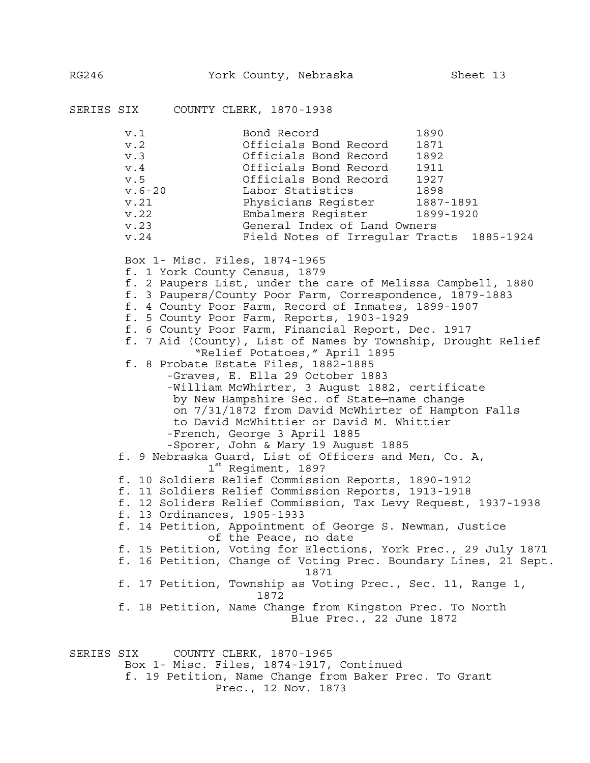SERIES SIX COUNTY CLERK, 1870-1938

| | | |
|---|---|---|
| v.1 | Bond Record | 1890 |
| v.2 | Officials Bond Record | 1871 |
| v.3 | Officials Bond Record | 1892 |
| v.4 | Officials Bond Record | 1911 |
| v.5 | Officials Bond Record | 1927 |
| v.6-20 | Labor Statistics | 1898 |
| v.21 | Physicians Register | 1887-1891 |
| v.22 | Embalmers Register | 1899-1920 |
| v.23 | General Index of Land Owners | |
| v.24 | Field Notes of Irregular Tracts | 1885-1924 |

Box 1- Misc. Files, 1874-1965

f. 1 York County Census, 1879
f. 2 Paupers List, under the care of Melissa Campbell, 1880
f. 3 Paupers/County Poor Farm, Correspondence, 1879-1883
f. 4 County Poor Farm, Record of Inmates, 1899-1907
f. 5 County Poor Farm, Reports, 1903-1929
f. 6 County Poor Farm, Financial Report, Dec. 1917
f. 7 Aid (County), List of Names by Township, Drought Relief "Relief Potatoes," April 1895
f. 8 Probate Estate Files, 1882-1885
- -Graves, E. Ella 29 October 1883
- -William McWhirter, 3 August 1882, certificate by New Hampshire Sec. of State—name change on 7/31/1872 from David McWhirter of Hampton Falls to David McWhittier or David M. Whittier
- -French, George 3 April 1885
- -Sporer, John & Mary 19 August 1885

f. 9 Nebraska Guard, List of Officers and Men, Co. A, 1st Regiment, 189?
f. 10 Soldiers Relief Commission Reports, 1890-1912
f. 11 Soldiers Relief Commission Reports, 1913-1918
f. 12 Soliders Relief Commission, Tax Levy Request, 1937-1938
f. 13 Ordinances, 1905-1933
f. 14 Petition, Appointment of George S. Newman, Justice of the Peace, no date
f. 15 Petition, Voting for Elections, York Prec., 29 July 1871
f. 16 Petition, Change of Voting Prec. Boundary Lines, 21 Sept. 1871
f. 17 Petition, Township as Voting Prec., Sec. 11, Range 1, 1872
f. 18 Petition, Name Change from Kingston Prec. To North Blue Prec., 22 June 1872

SERIES SIX COUNTY CLERK, 1870-1965

Box 1- Misc. Files, 1874-1917, Continued

f. 19 Petition, Name Change from Baker Prec. To Grant Prec., 12 Nov. 1873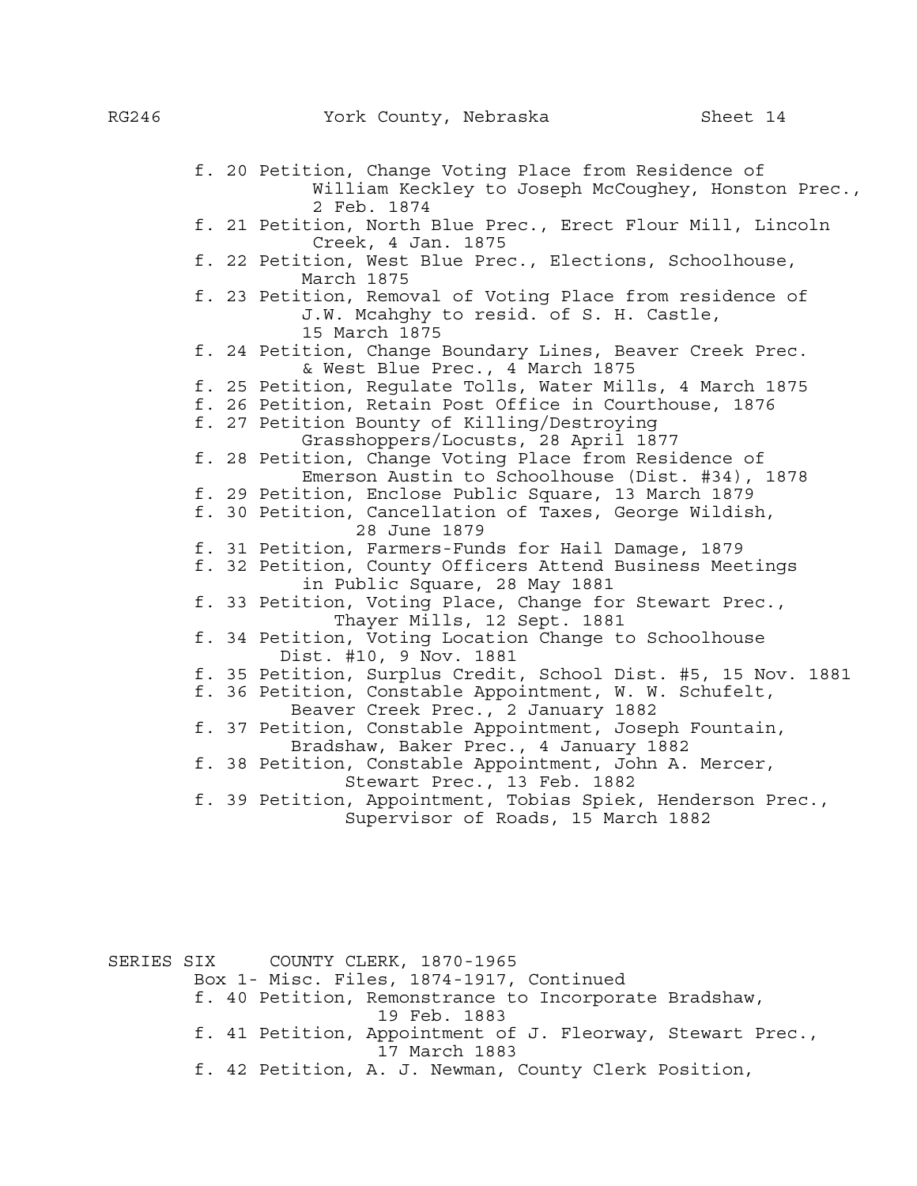- f. 20 Petition, Change Voting Place from Residence of William Keckley to Joseph McCoughey, Honston Prec., 2 Feb. 1874
- f. 21 Petition, North Blue Prec., Erect Flour Mill, Lincoln Creek, 4 Jan. 1875
- f. 22 Petition, West Blue Prec., Elections, Schoolhouse, March 1875
- f. 23 Petition, Removal of Voting Place from residence of J.W. Mcahghy to resid. of S. H. Castle, 15 March 1875
- f. 24 Petition, Change Boundary Lines, Beaver Creek Prec. & West Blue Prec., 4 March 1875
- f. 25 Petition, Regulate Tolls, Water Mills, 4 March 1875
- f. 26 Petition, Retain Post Office in Courthouse, 1876
- f. 27 Petition Bounty of Killing/Destroying Grasshoppers/Locusts, 28 April 1877
- f. 28 Petition, Change Voting Place from Residence of Emerson Austin to Schoolhouse (Dist. #34), 1878
- f. 29 Petition, Enclose Public Square, 13 March 1879
- f. 30 Petition, Cancellation of Taxes, George Wildish, 28 June 1879
- f. 31 Petition, Farmers-Funds for Hail Damage, 1879
- f. 32 Petition, County Officers Attend Business Meetings in Public Square, 28 May 1881
- f. 33 Petition, Voting Place, Change for Stewart Prec., Thayer Mills, 12 Sept. 1881
- f. 34 Petition, Voting Location Change to Schoolhouse Dist. #10, 9 Nov. 1881
- f. 35 Petition, Surplus Credit, School Dist. #5, 15 Nov. 1881
- f. 36 Petition, Constable Appointment, W. W. Schufelt, Beaver Creek Prec., 2 January 1882
- f. 37 Petition, Constable Appointment, Joseph Fountain, Bradshaw, Baker Prec., 4 January 1882
- f. 38 Petition, Constable Appointment, John A. Mercer, Stewart Prec., 13 Feb. 1882
- f. 39 Petition, Appointment, Tobias Spiek, Henderson Prec., Supervisor of Roads, 15 March 1882

## SERIES SIX COUNTY CLERK, 1870-1965

Box 1- Misc. Files, 1874-1917, Continued

- f. 40 Petition, Remonstrance to Incorporate Bradshaw, 19 Feb. 1883
- f. 41 Petition, Appointment of J. Fleorway, Stewart Prec., 17 March 1883
- f. 42 Petition, A. J. Newman, County Clerk Position,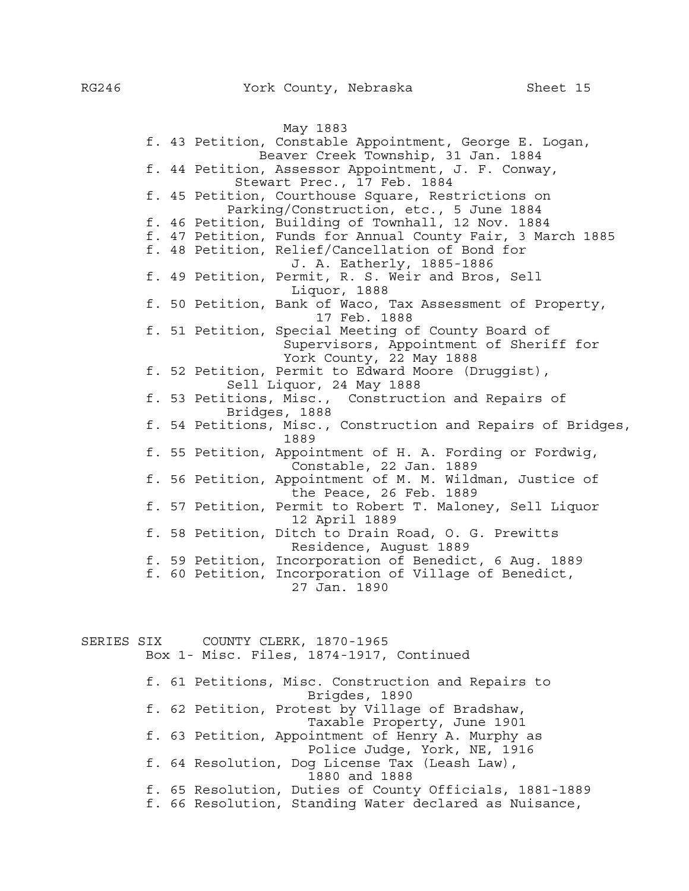May 1883

- f. 43 Petition, Constable Appointment, George E. Logan, Beaver Creek Township, 31 Jan. 1884
- f. 44 Petition, Assessor Appointment, J. F. Conway, Stewart Prec., 17 Feb. 1884
- f. 45 Petition, Courthouse Square, Restrictions on Parking/Construction, etc., 5 June 1884
- f. 46 Petition, Building of Townhall, 12 Nov. 1884
- f. 47 Petition, Funds for Annual County Fair, 3 March 1885
- f. 48 Petition, Relief/Cancellation of Bond for J. A. Eatherly, 1885-1886
- f. 49 Petition, Permit, R. S. Weir and Bros, Sell Liquor, 1888
- f. 50 Petition, Bank of Waco, Tax Assessment of Property, 17 Feb. 1888
- f. 51 Petition, Special Meeting of County Board of Supervisors, Appointment of Sheriff for York County, 22 May 1888
- f. 52 Petition, Permit to Edward Moore (Druggist), Sell Liquor, 24 May 1888
- f. 53 Petitions, Misc., Construction and Repairs of Bridges, 1888
- f. 54 Petitions, Misc., Construction and Repairs of Bridges, 1889
- f. 55 Petition, Appointment of H. A. Fording or Fordwig, Constable, 22 Jan. 1889
- f. 56 Petition, Appointment of M. M. Wildman, Justice of the Peace, 26 Feb. 1889
- f. 57 Petition, Permit to Robert T. Maloney, Sell Liquor 12 April 1889
- f. 58 Petition, Ditch to Drain Road, O. G. Prewitts Residence, August 1889
- f. 59 Petition, Incorporation of Benedict, 6 Aug. 1889
- f. 60 Petition, Incorporation of Village of Benedict, 27 Jan. 1890

## SERIES SIX COUNTY CLERK, 1870-1965

Box 1- Misc. Files, 1874-1917, Continued

- f. 61 Petitions, Misc. Construction and Repairs to Brigdes, 1890
- f. 62 Petition, Protest by Village of Bradshaw, Taxable Property, June 1901
- f. 63 Petition, Appointment of Henry A. Murphy as Police Judge, York, NE, 1916
- f. 64 Resolution, Dog License Tax (Leash Law), 1880 and 1888
- f. 65 Resolution, Duties of County Officials, 1881-1889
- f. 66 Resolution, Standing Water declared as Nuisance,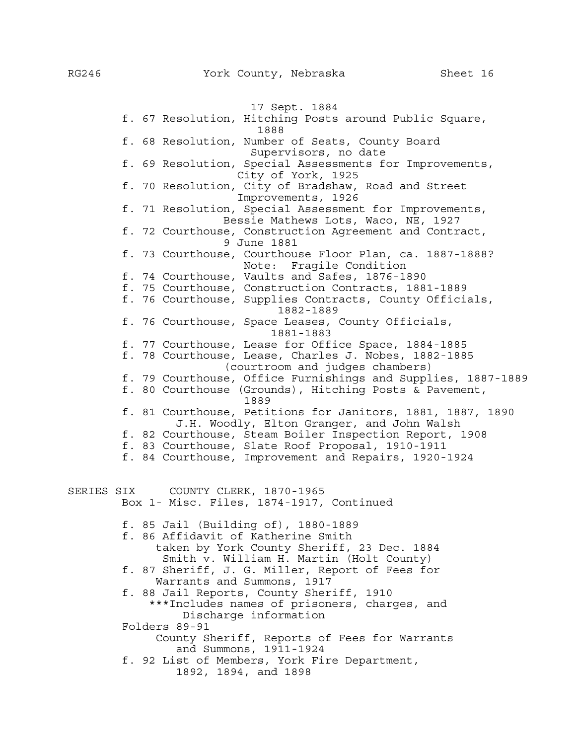17 Sept. 1884

- f. 67 Resolution, Hitching Posts around Public Square, 1888
- f. 68 Resolution, Number of Seats, County Board Supervisors, no date
- f. 69 Resolution, Special Assessments for Improvements, City of York, 1925
- f. 70 Resolution, City of Bradshaw, Road and Street Improvements, 1926
- f. 71 Resolution, Special Assessment for Improvements, Bessie Mathews Lots, Waco, NE, 1927
- f. 72 Courthouse, Construction Agreement and Contract, 9 June 1881
- f. 73 Courthouse, Courthouse Floor Plan, ca. 1887-1888? Note: Fragile Condition
- f. 74 Courthouse, Vaults and Safes, 1876-1890
- f. 75 Courthouse, Construction Contracts, 1881-1889
- f. 76 Courthouse, Supplies Contracts, County Officials, 1882-1889
- f. 76 Courthouse, Space Leases, County Officials, 1881-1883
- f. 77 Courthouse, Lease for Office Space, 1884-1885
- f. 78 Courthouse, Lease, Charles J. Nobes, 1882-1885 (courtroom and judges chambers)
- f. 79 Courthouse, Office Furnishings and Supplies, 1887-1889
- f. 80 Courthouse (Grounds), Hitching Posts & Pavement, 1889
- f. 81 Courthouse, Petitions for Janitors, 1881, 1887, 1890 J.H. Woodly, Elton Granger, and John Walsh
- f. 82 Courthouse, Steam Boiler Inspection Report, 1908
- f. 83 Courthouse, Slate Roof Proposal, 1910-1911
- f. 84 Courthouse, Improvement and Repairs, 1920-1924

SERIES SIX COUNTY CLERK, 1870-1965

Box 1- Misc. Files, 1874-1917, Continued

- f. 85 Jail (Building of), 1880-1889
- f. 86 Affidavit of Katherine Smith taken by York County Sheriff, 23 Dec. 1884 Smith v. William H. Martin (Holt County)
- f. 87 Sheriff, J. G. Miller, Report of Fees for Warrants and Summons, 1917
- f. 88 Jail Reports, County Sheriff, 1910
  ***Includes names of prisoners, charges, and Discharge information
- Folders 89-91
  County Sheriff, Reports of Fees for Warrants and Summons, 1911-1924
- f. 92 List of Members, York Fire Department, 1892, 1894, and 1898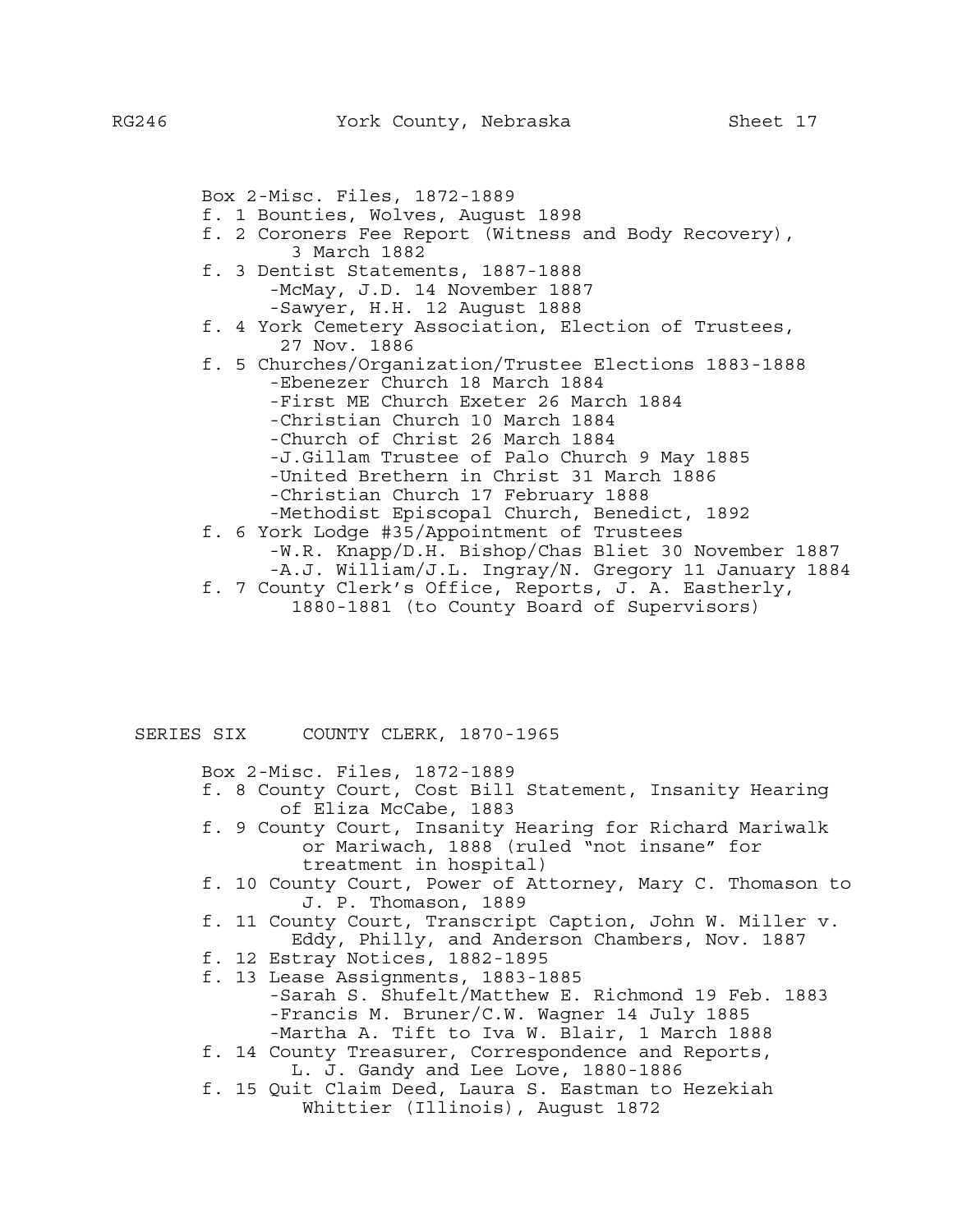Box 2-Misc. Files, 1872-1889

- f. 1 Bounties, Wolves, August 1898
- f. 2 Coroners Fee Report (Witness and Body Recovery), 3 March 1882
- f. 3 Dentist Statements, 1887-1888
  - -McMay, J.D. 14 November 1887
  - -Sawyer, H.H. 12 August 1888
- f. 4 York Cemetery Association, Election of Trustees, 27 Nov. 1886
- f. 5 Churches/Organization/Trustee Elections 1883-1888
  - -Ebenezer Church 18 March 1884
  - -First ME Church Exeter 26 March 1884
  - -Christian Church 10 March 1884
  - -Church of Christ 26 March 1884
  - -J.Gillam Trustee of Palo Church 9 May 1885
  - -United Brethern in Christ 31 March 1886
  - -Christian Church 17 February 1888
  - -Methodist Episcopal Church, Benedict, 1892
- f. 6 York Lodge #35/Appointment of Trustees
  - -W.R. Knapp/D.H. Bishop/Chas Bliet 30 November 1887
  - -A.J. William/J.L. Ingray/N. Gregory 11 January 1884
- f. 7 County Clerk's Office, Reports, J. A. Eastherly, 1880-1881 (to County Board of Supervisors)

## SERIES SIX COUNTY CLERK, 1870-1965

Box 2-Misc. Files, 1872-1889

- f. 8 County Court, Cost Bill Statement, Insanity Hearing of Eliza McCabe, 1883
- f. 9 County Court, Insanity Hearing for Richard Mariwalk or Mariwach, 1888 (ruled "not insane" for treatment in hospital)
- f. 10 County Court, Power of Attorney, Mary C. Thomason to J. P. Thomason, 1889
- f. 11 County Court, Transcript Caption, John W. Miller v. Eddy, Philly, and Anderson Chambers, Nov. 1887
- f. 12 Estray Notices, 1882-1895
- f. 13 Lease Assignments, 1883-1885
  - -Sarah S. Shufelt/Matthew E. Richmond 19 Feb. 1883
  - -Francis M. Bruner/C.W. Wagner 14 July 1885
  - -Martha A. Tift to Iva W. Blair, 1 March 1888
- f. 14 County Treasurer, Correspondence and Reports, L. J. Gandy and Lee Love, 1880-1886
- f. 15 Quit Claim Deed, Laura S. Eastman to Hezekiah Whittier (Illinois), August 1872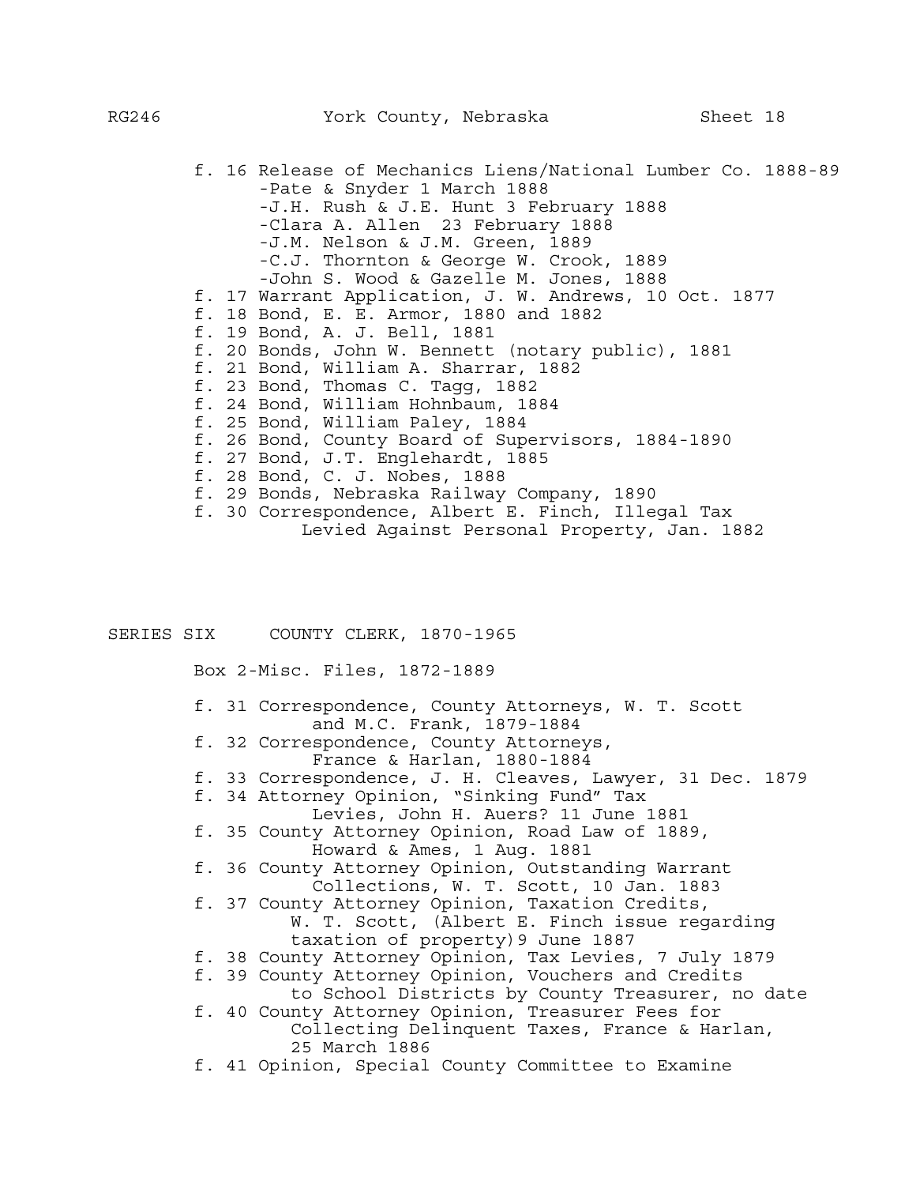f. 16 Release of Mechanics Liens/National Lumber Co. 1888-89
- -Pate & Snyder 1 March 1888
- -J.H. Rush & J.E. Hunt 3 February 1888
- -Clara A. Allen 23 February 1888
- -J.M. Nelson & J.M. Green, 1889
- -C.J. Thornton & George W. Crook, 1889
- -John S. Wood & Gazelle M. Jones, 1888

f. 17 Warrant Application, J. W. Andrews, 10 Oct. 1877
f. 18 Bond, E. E. Armor, 1880 and 1882
f. 19 Bond, A. J. Bell, 1881
f. 20 Bonds, John W. Bennett (notary public), 1881
f. 21 Bond, William A. Sharrar, 1882
f. 23 Bond, Thomas C. Tagg, 1882
f. 24 Bond, William Hohnbaum, 1884
f. 25 Bond, William Paley, 1884
f. 26 Bond, County Board of Supervisors, 1884-1890
f. 27 Bond, J.T. Englehardt, 1885
f. 28 Bond, C. J. Nobes, 1888
f. 29 Bonds, Nebraska Railway Company, 1890
f. 30 Correspondence, Albert E. Finch, Illegal Tax Levied Against Personal Property, Jan. 1882

## SERIES SIX COUNTY CLERK, 1870-1965

Box 2-Misc. Files, 1872-1889

f. 31 Correspondence, County Attorneys, W. T. Scott and M.C. Frank, 1879-1884
f. 32 Correspondence, County Attorneys, France & Harlan, 1880-1884
f. 33 Correspondence, J. H. Cleaves, Lawyer, 31 Dec. 1879
f. 34 Attorney Opinion, "Sinking Fund" Tax Levies, John H. Auers? 11 June 1881
f. 35 County Attorney Opinion, Road Law of 1889, Howard & Ames, 1 Aug. 1881
f. 36 County Attorney Opinion, Outstanding Warrant Collections, W. T. Scott, 10 Jan. 1883
f. 37 County Attorney Opinion, Taxation Credits, W. T. Scott, (Albert E. Finch issue regarding taxation of property) 9 June 1887
f. 38 County Attorney Opinion, Tax Levies, 7 July 1879
f. 39 County Attorney Opinion, Vouchers and Credits to School Districts by County Treasurer, no date
f. 40 County Attorney Opinion, Treasurer Fees for Collecting Delinquent Taxes, France & Harlan, 25 March 1886
f. 41 Opinion, Special County Committee to Examine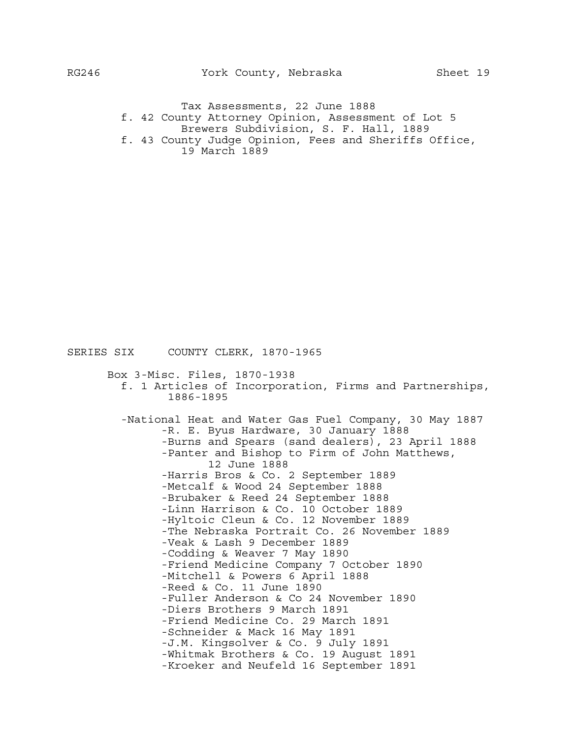Tax Assessments, 22 June 1888

f. 42 County Attorney Opinion, Assessment of Lot 5 Brewers Subdivision, S. F. Hall, 1889

f. 43 County Judge Opinion, Fees and Sheriffs Office, 19 March 1889

## SERIES SIX COUNTY CLERK, 1870-1965

Box 3-Misc. Files, 1870-1938

f. 1 Articles of Incorporation, Firms and Partnerships, 1886-1895

- National Heat and Water Gas Fuel Company, 30 May 1887
  - R. E. Byus Hardware, 30 January 1888
  - Burns and Spears (sand dealers), 23 April 1888
  - Panter and Bishop to Firm of John Matthews, 12 June 1888
  - Harris Bros & Co. 2 September 1889
  - Metcalf & Wood 24 September 1888
  - Brubaker & Reed 24 September 1888
  - Linn Harrison & Co. 10 October 1889
  - Hyltoic Cleun & Co. 12 November 1889
  - The Nebraska Portrait Co. 26 November 1889
  - Veak & Lash 9 December 1889
  - Codding & Weaver 7 May 1890
  - Friend Medicine Company 7 October 1890
  - Mitchell & Powers 6 April 1888
  - Reed & Co. 11 June 1890
  - Fuller Anderson & Co 24 November 1890
  - Diers Brothers 9 March 1891
  - Friend Medicine Co. 29 March 1891
  - Schneider & Mack 16 May 1891
  - J.M. Kingsolver & Co. 9 July 1891
  - Whitmak Brothers & Co. 19 August 1891
  - Kroeker and Neufeld 16 September 1891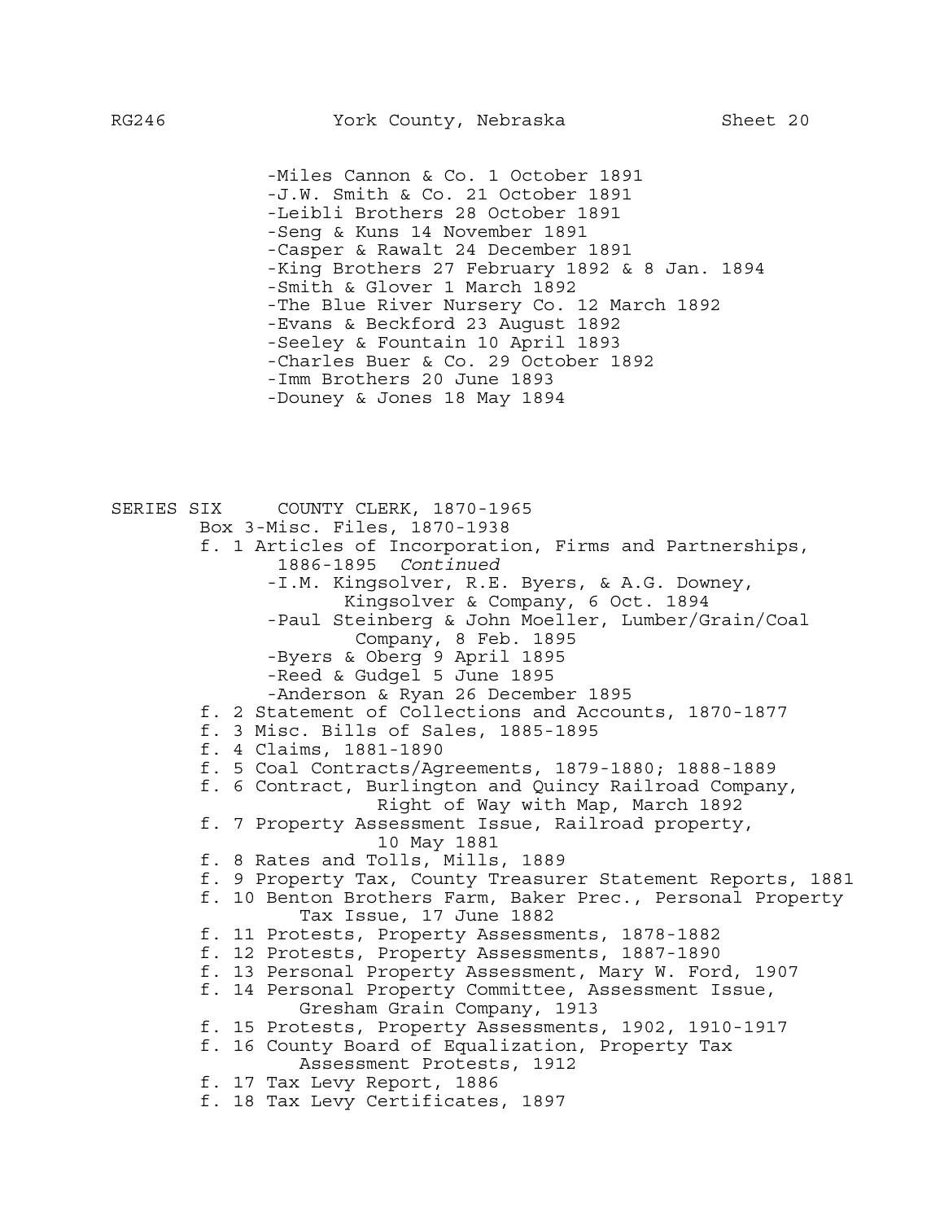- Miles Cannon & Co. 1 October 1891
- J.W. Smith & Co. 21 October 1891
- Leibli Brothers 28 October 1891
- Seng & Kuns 14 November 1891
- Casper & Rawalt 24 December 1891
- King Brothers 27 February 1892 & 8 Jan. 1894
- Smith & Glover 1 March 1892
- The Blue River Nursery Co. 12 March 1892
- Evans & Beckford 23 August 1892
- Seeley & Fountain 10 April 1893
- Charles Buer & Co. 29 October 1892
- Imm Brothers 20 June 1893
- Douney & Jones 18 May 1894

## SERIES SIX COUNTY CLERK, 1870-1965

Box 3-Misc. Files, 1870-1938

- f. 1 Articles of Incorporation, Firms and Partnerships, 1886-1895 *Continued*
    - I.M. Kingsolver, R.E. Byers, & A.G. Downey, Kingsolver & Company, 6 Oct. 1894
    - Paul Steinberg & John Moeller, Lumber/Grain/Coal Company, 8 Feb. 1895
    - Byers & Oberg 9 April 1895
    - Reed & Gudgel 5 June 1895
    - Anderson & Ryan 26 December 1895
- f. 2 Statement of Collections and Accounts, 1870-1877
- f. 3 Misc. Bills of Sales, 1885-1895
- f. 4 Claims, 1881-1890
- f. 5 Coal Contracts/Agreements, 1879-1880; 1888-1889
- f. 6 Contract, Burlington and Quincy Railroad Company, Right of Way with Map, March 1892
- f. 7 Property Assessment Issue, Railroad property, 10 May 1881
- f. 8 Rates and Tolls, Mills, 1889
- f. 9 Property Tax, County Treasurer Statement Reports, 1881
- f. 10 Benton Brothers Farm, Baker Prec., Personal Property Tax Issue, 17 June 1882
- f. 11 Protests, Property Assessments, 1878-1882
- f. 12 Protests, Property Assessments, 1887-1890
- f. 13 Personal Property Assessment, Mary W. Ford, 1907
- f. 14 Personal Property Committee, Assessment Issue, Gresham Grain Company, 1913
- f. 15 Protests, Property Assessments, 1902, 1910-1917
- f. 16 County Board of Equalization, Property Tax Assessment Protests, 1912
- f. 17 Tax Levy Report, 1886
- f. 18 Tax Levy Certificates, 1897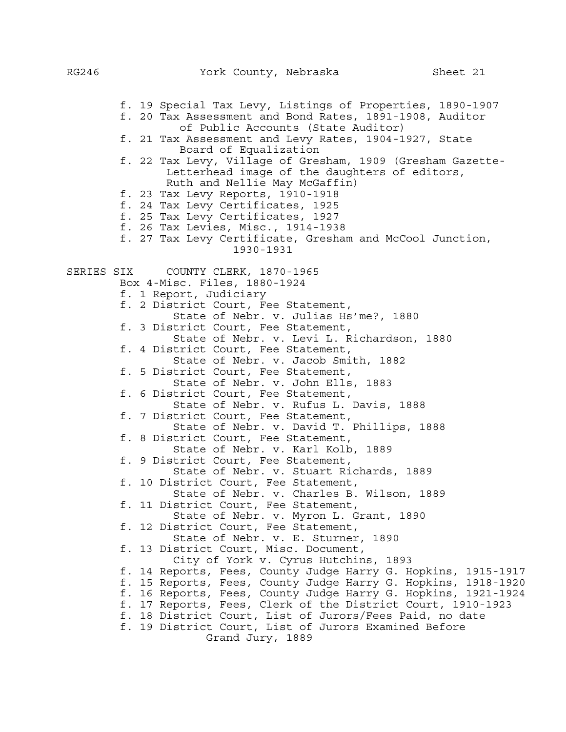f. 19 Special Tax Levy, Listings of Properties, 1890-1907
f. 20 Tax Assessment and Bond Rates, 1891-1908, Auditor of Public Accounts (State Auditor)
f. 21 Tax Assessment and Levy Rates, 1904-1927, State Board of Equalization
f. 22 Tax Levy, Village of Gresham, 1909 (Gresham Gazette-Letterhead image of the daughters of editors, Ruth and Nellie May McGaffin)
f. 23 Tax Levy Reports, 1910-1918
f. 24 Tax Levy Certificates, 1925
f. 25 Tax Levy Certificates, 1927
f. 26 Tax Levies, Misc., 1914-1938
f. 27 Tax Levy Certificate, Gresham and McCool Junction, 1930-1931

## SERIES SIX COUNTY CLERK, 1870-1965

Box 4-Misc. Files, 1880-1924

f. 1 Report, Judiciary
f. 2 District Court, Fee Statement, State of Nebr. v. Julias Hs'me?, 1880
f. 3 District Court, Fee Statement, State of Nebr. v. Levi L. Richardson, 1880
f. 4 District Court, Fee Statement, State of Nebr. v. Jacob Smith, 1882
f. 5 District Court, Fee Statement, State of Nebr. v. John Ells, 1883
f. 6 District Court, Fee Statement, State of Nebr. v. Rufus L. Davis, 1888
f. 7 District Court, Fee Statement, State of Nebr. v. David T. Phillips, 1888
f. 8 District Court, Fee Statement, State of Nebr. v. Karl Kolb, 1889
f. 9 District Court, Fee Statement, State of Nebr. v. Stuart Richards, 1889
f. 10 District Court, Fee Statement, State of Nebr. v. Charles B. Wilson, 1889
f. 11 District Court, Fee Statement, State of Nebr. v. Myron L. Grant, 1890
f. 12 District Court, Fee Statement, State of Nebr. v. E. Sturner, 1890
f. 13 District Court, Misc. Document, City of York v. Cyrus Hutchins, 1893
f. 14 Reports, Fees, County Judge Harry G. Hopkins, 1915-1917
f. 15 Reports, Fees, County Judge Harry G. Hopkins, 1918-1920
f. 16 Reports, Fees, County Judge Harry G. Hopkins, 1921-1924
f. 17 Reports, Fees, Clerk of the District Court, 1910-1923
f. 18 District Court, List of Jurors/Fees Paid, no date
f. 19 District Court, List of Jurors Examined Before Grand Jury, 1889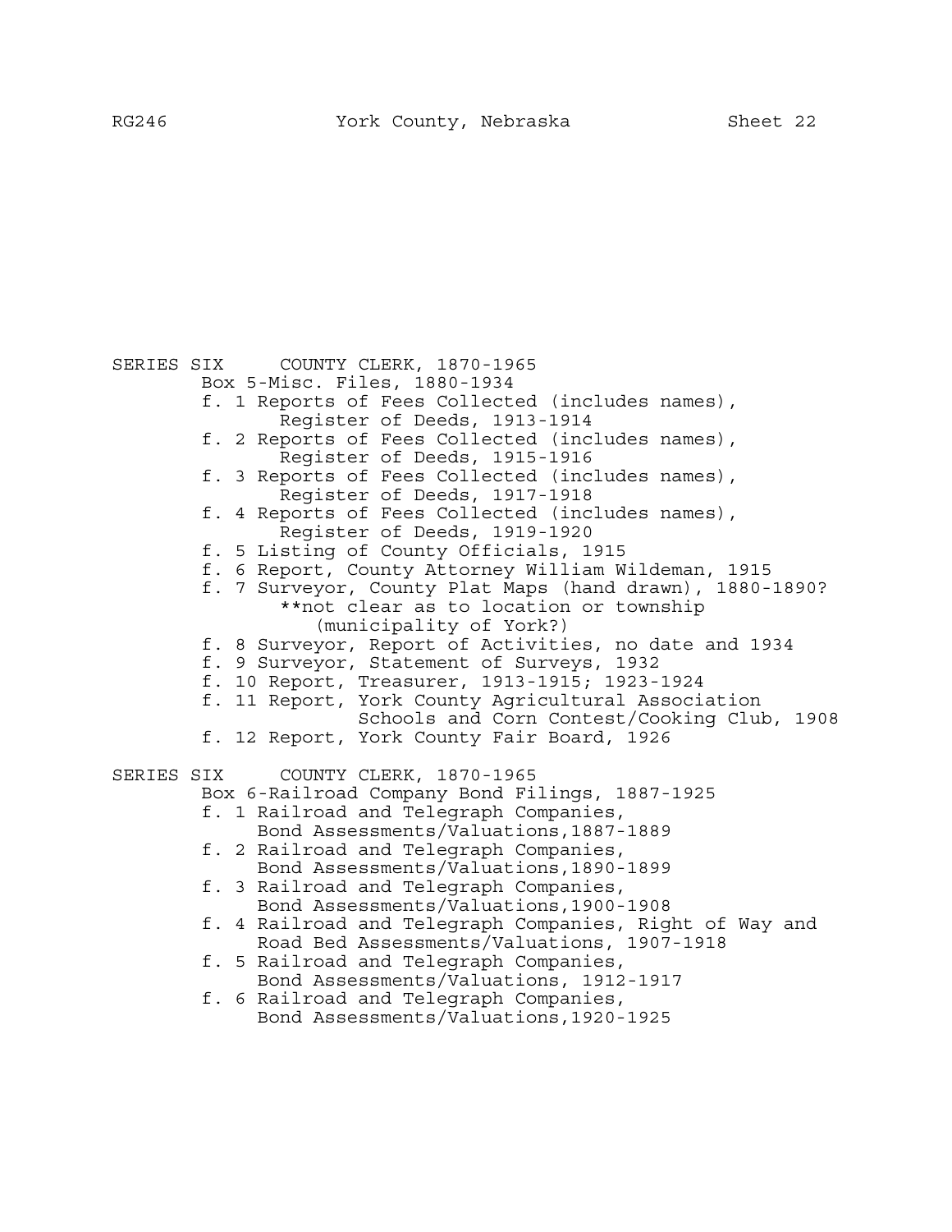## SERIES SIX COUNTY CLERK, 1870-1965

### Box 5-Misc. Files, 1880-1934

- f. 1 Reports of Fees Collected (includes names), Register of Deeds, 1913-1914
- f. 2 Reports of Fees Collected (includes names), Register of Deeds, 1915-1916
- f. 3 Reports of Fees Collected (includes names), Register of Deeds, 1917-1918
- f. 4 Reports of Fees Collected (includes names), Register of Deeds, 1919-1920
- f. 5 Listing of County Officials, 1915
- f. 6 Report, County Attorney William Wildeman, 1915
- f. 7 Surveyor, County Plat Maps (hand drawn), 1880-1890?
  **not clear as to location or township (municipality of York?)
- f. 8 Surveyor, Report of Activities, no date and 1934
- f. 9 Surveyor, Statement of Surveys, 1932
- f. 10 Report, Treasurer, 1913-1915; 1923-1924
- f. 11 Report, York County Agricultural Association Schools and Corn Contest/Cooking Club, 1908
- f. 12 Report, York County Fair Board, 1926

## SERIES SIX COUNTY CLERK, 1870-1965

### Box 6-Railroad Company Bond Filings, 1887-1925

- f. 1 Railroad and Telegraph Companies, Bond Assessments/Valuations,1887-1889
- f. 2 Railroad and Telegraph Companies, Bond Assessments/Valuations,1890-1899
- f. 3 Railroad and Telegraph Companies, Bond Assessments/Valuations,1900-1908
- f. 4 Railroad and Telegraph Companies, Right of Way and Road Bed Assessments/Valuations, 1907-1918
- f. 5 Railroad and Telegraph Companies, Bond Assessments/Valuations, 1912-1917
- f. 6 Railroad and Telegraph Companies, Bond Assessments/Valuations,1920-1925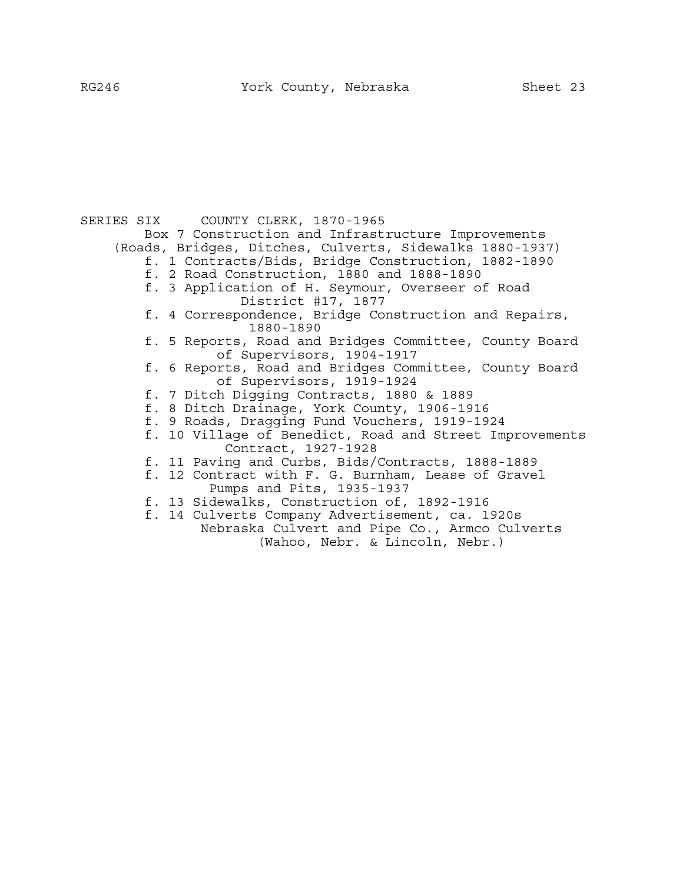SERIES SIX COUNTY CLERK, 1870-1965

Box 7 Construction and Infrastructure Improvements (Roads, Bridges, Ditches, Culverts, Sidewalks 1880-1937)

- f. 1 Contracts/Bids, Bridge Construction, 1882-1890
- f. 2 Road Construction, 1880 and 1888-1890
- f. 3 Application of H. Seymour, Overseer of Road District #17, 1877
- f. 4 Correspondence, Bridge Construction and Repairs, 1880-1890
- f. 5 Reports, Road and Bridges Committee, County Board of Supervisors, 1904-1917
- f. 6 Reports, Road and Bridges Committee, County Board of Supervisors, 1919-1924
- f. 7 Ditch Digging Contracts, 1880 & 1889
- f. 8 Ditch Drainage, York County, 1906-1916
- f. 9 Roads, Dragging Fund Vouchers, 1919-1924
- f. 10 Village of Benedict, Road and Street Improvements Contract, 1927-1928
- f. 11 Paving and Curbs, Bids/Contracts, 1888-1889
- f. 12 Contract with F. G. Burnham, Lease of Gravel Pumps and Pits, 1935-1937
- f. 13 Sidewalks, Construction of, 1892-1916
- f. 14 Culverts Company Advertisement, ca. 1920s
  Nebraska Culvert and Pipe Co., Armco Culverts (Wahoo, Nebr. & Lincoln, Nebr.)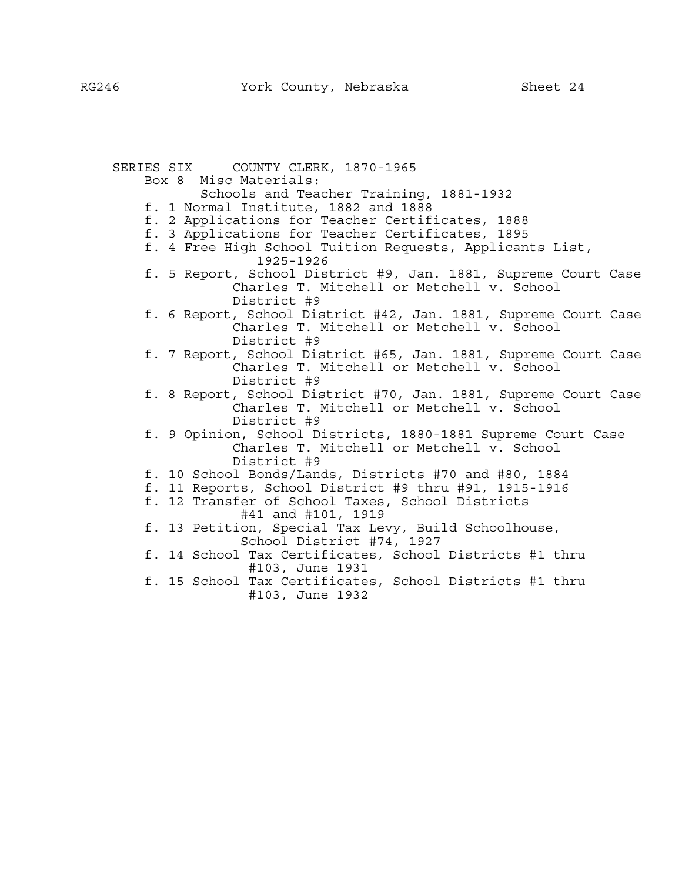SERIES SIX COUNTY CLERK, 1870-1965

Box 8 Misc Materials:

Schools and Teacher Training, 1881-1932

- f. 1 Normal Institute, 1882 and 1888
- f. 2 Applications for Teacher Certificates, 1888
- f. 3 Applications for Teacher Certificates, 1895
- f. 4 Free High School Tuition Requests, Applicants List, 1925-1926
- f. 5 Report, School District #9, Jan. 1881, Supreme Court Case Charles T. Mitchell or Metchell v. School District #9
- f. 6 Report, School District #42, Jan. 1881, Supreme Court Case Charles T. Mitchell or Metchell v. School District #9
- f. 7 Report, School District #65, Jan. 1881, Supreme Court Case Charles T. Mitchell or Metchell v. School District #9
- f. 8 Report, School District #70, Jan. 1881, Supreme Court Case Charles T. Mitchell or Metchell v. School District #9
- f. 9 Opinion, School Districts, 1880-1881 Supreme Court Case Charles T. Mitchell or Metchell v. School District #9
- f. 10 School Bonds/Lands, Districts #70 and #80, 1884
- f. 11 Reports, School District #9 thru #91, 1915-1916
- f. 12 Transfer of School Taxes, School Districts #41 and #101, 1919
- f. 13 Petition, Special Tax Levy, Build Schoolhouse, School District #74, 1927
- f. 14 School Tax Certificates, School Districts #1 thru #103, June 1931
- f. 15 School Tax Certificates, School Districts #1 thru #103, June 1932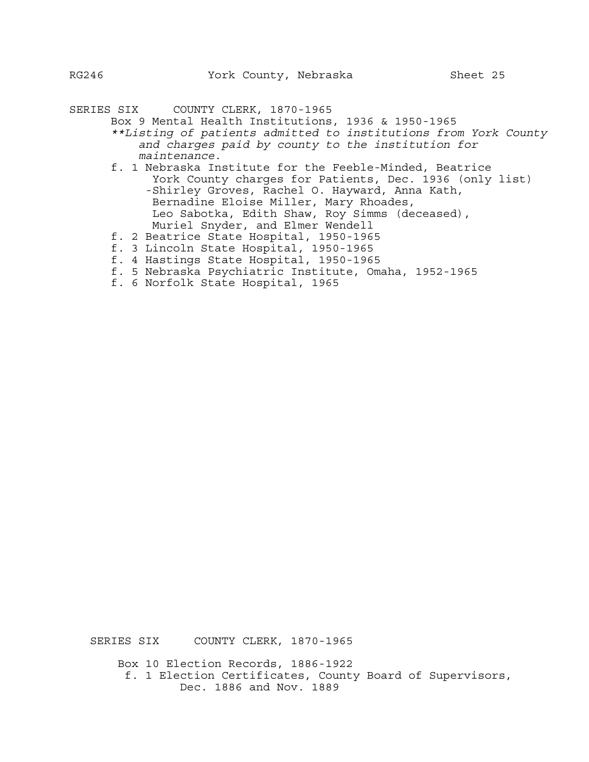SERIES SIX COUNTY CLERK, 1870-1965

Box 9 Mental Health Institutions, 1936 & 1950-1965

*\*\*Listing of patients admitted to institutions from York County and charges paid by county to the institution for maintenance.*

- f. 1 Nebraska Institute for the Feeble-Minded, Beatrice
  York County charges for Patients, Dec. 1936 (only list)
  -Shirley Groves, Rachel O. Hayward, Anna Kath, Bernadine Eloise Miller, Mary Rhoades, Leo Sabotka, Edith Shaw, Roy Simms (deceased), Muriel Snyder, and Elmer Wendell
- f. 2 Beatrice State Hospital, 1950-1965
- f. 3 Lincoln State Hospital, 1950-1965
- f. 4 Hastings State Hospital, 1950-1965
- f. 5 Nebraska Psychiatric Institute, Omaha, 1952-1965
- f. 6 Norfolk State Hospital, 1965

SERIES SIX COUNTY CLERK, 1870-1965

Box 10 Election Records, 1886-1922

- f. 1 Election Certificates, County Board of Supervisors, Dec. 1886 and Nov. 1889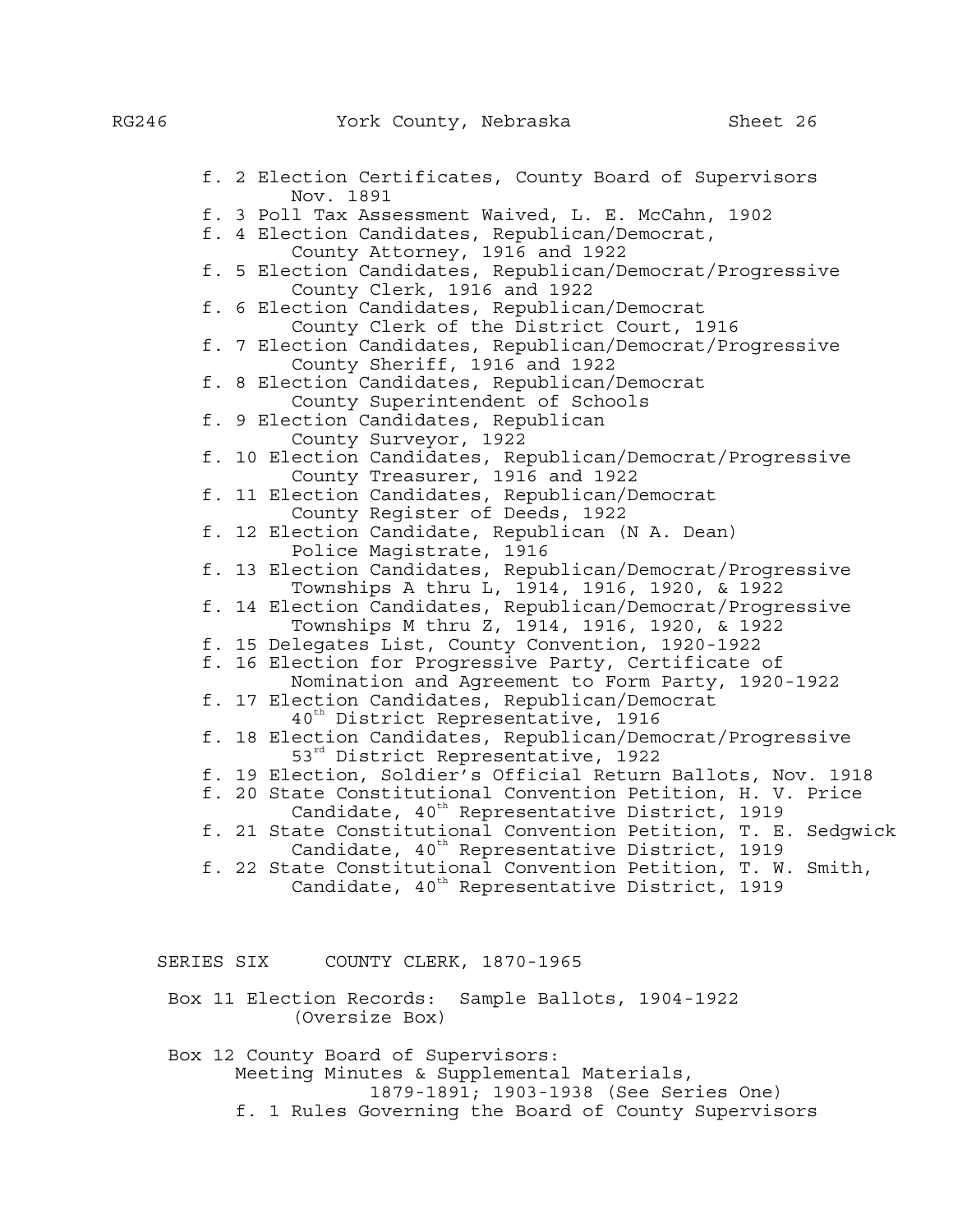f. 2 Election Certificates, County Board of Supervisors Nov. 1891

f. 3 Poll Tax Assessment Waived, L. E. McCahn, 1902

f. 4 Election Candidates, Republican/Democrat, County Attorney, 1916 and 1922

f. 5 Election Candidates, Republican/Democrat/Progressive County Clerk, 1916 and 1922

f. 6 Election Candidates, Republican/Democrat County Clerk of the District Court, 1916

f. 7 Election Candidates, Republican/Democrat/Progressive County Sheriff, 1916 and 1922

f. 8 Election Candidates, Republican/Democrat County Superintendent of Schools

f. 9 Election Candidates, Republican County Surveyor, 1922

f. 10 Election Candidates, Republican/Democrat/Progressive County Treasurer, 1916 and 1922

f. 11 Election Candidates, Republican/Democrat County Register of Deeds, 1922

f. 12 Election Candidate, Republican (N A. Dean) Police Magistrate, 1916

f. 13 Election Candidates, Republican/Democrat/Progressive Townships A thru L, 1914, 1916, 1920, & 1922

f. 14 Election Candidates, Republican/Democrat/Progressive Townships M thru Z, 1914, 1916, 1920, & 1922

f. 15 Delegates List, County Convention, 1920-1922

f. 16 Election for Progressive Party, Certificate of Nomination and Agreement to Form Party, 1920-1922

f. 17 Election Candidates, Republican/Democrat 40th District Representative, 1916

f. 18 Election Candidates, Republican/Democrat/Progressive 53rd District Representative, 1922

f. 19 Election, Soldier's Official Return Ballots, Nov. 1918

f. 20 State Constitutional Convention Petition, H. V. Price Candidate, 40th Representative District, 1919

f. 21 State Constitutional Convention Petition, T. E. Sedgwick Candidate, 40th Representative District, 1919

f. 22 State Constitutional Convention Petition, T. W. Smith, Candidate, 40th Representative District, 1919

## SERIES SIX COUNTY CLERK, 1870-1965

Box 11 Election Records: Sample Ballots, 1904-1922 (Oversize Box)

Box 12 County Board of Supervisors:
Meeting Minutes & Supplemental Materials, 1879-1891; 1903-1938 (See Series One)

f. 1 Rules Governing the Board of County Supervisors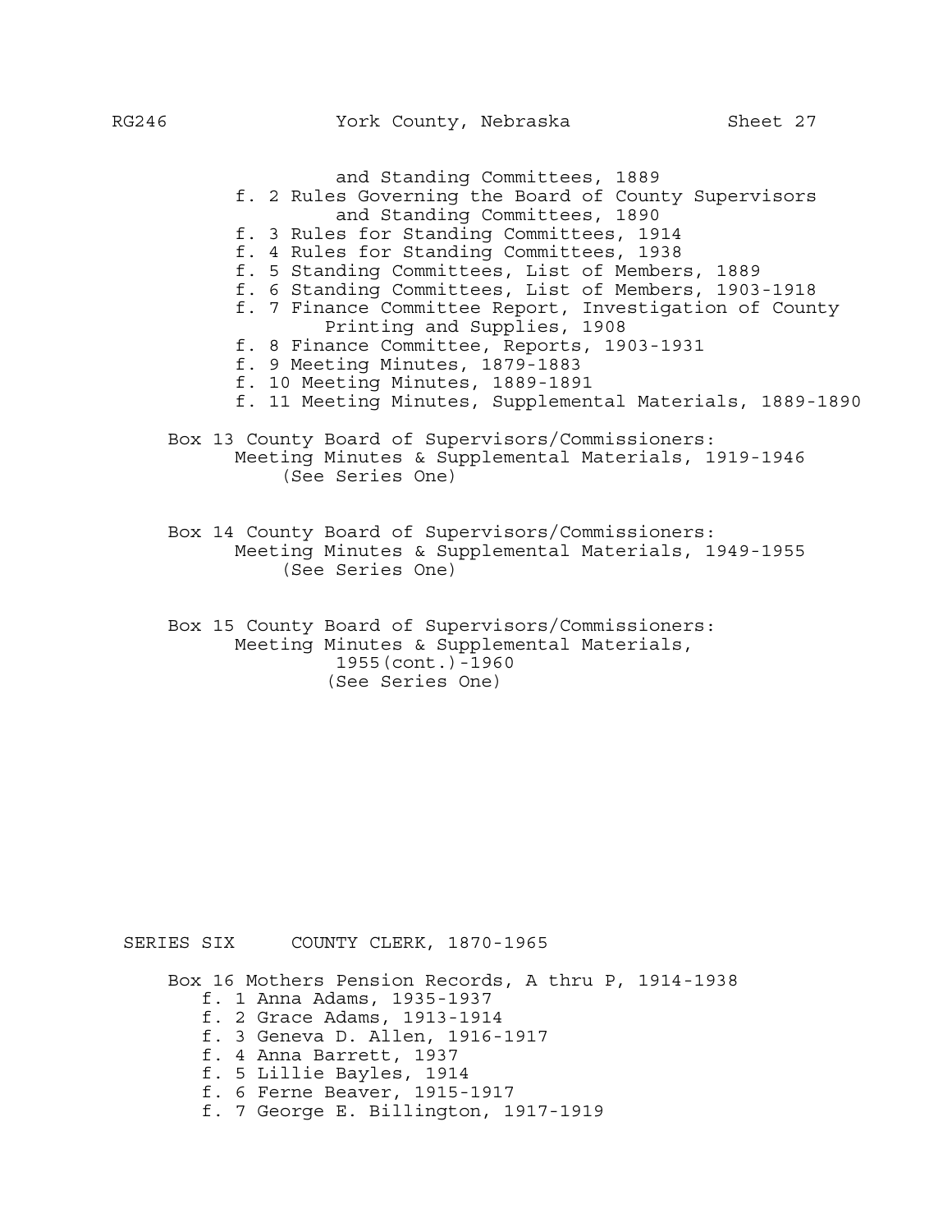and Standing Committees, 1889

- f. 2 Rules Governing the Board of County Supervisors and Standing Committees, 1890
- f. 3 Rules for Standing Committees, 1914
- f. 4 Rules for Standing Committees, 1938
- f. 5 Standing Committees, List of Members, 1889
- f. 6 Standing Committees, List of Members, 1903-1918
- f. 7 Finance Committee Report, Investigation of County Printing and Supplies, 1908
- f. 8 Finance Committee, Reports, 1903-1931
- f. 9 Meeting Minutes, 1879-1883
- f. 10 Meeting Minutes, 1889-1891
- f. 11 Meeting Minutes, Supplemental Materials, 1889-1890

Box 13 County Board of Supervisors/Commissioners: Meeting Minutes & Supplemental Materials, 1919-1946 (See Series One)

Box 14 County Board of Supervisors/Commissioners: Meeting Minutes & Supplemental Materials, 1949-1955 (See Series One)

Box 15 County Board of Supervisors/Commissioners: Meeting Minutes & Supplemental Materials, 1955(cont.)-1960 (See Series One)

## SERIES SIX COUNTY CLERK, 1870-1965

Box 16 Mothers Pension Records, A thru P, 1914-1938

- f. 1 Anna Adams, 1935-1937
- f. 2 Grace Adams, 1913-1914
- f. 3 Geneva D. Allen, 1916-1917
- f. 4 Anna Barrett, 1937
- f. 5 Lillie Bayles, 1914
- f. 6 Ferne Beaver, 1915-1917
- f. 7 George E. Billington, 1917-1919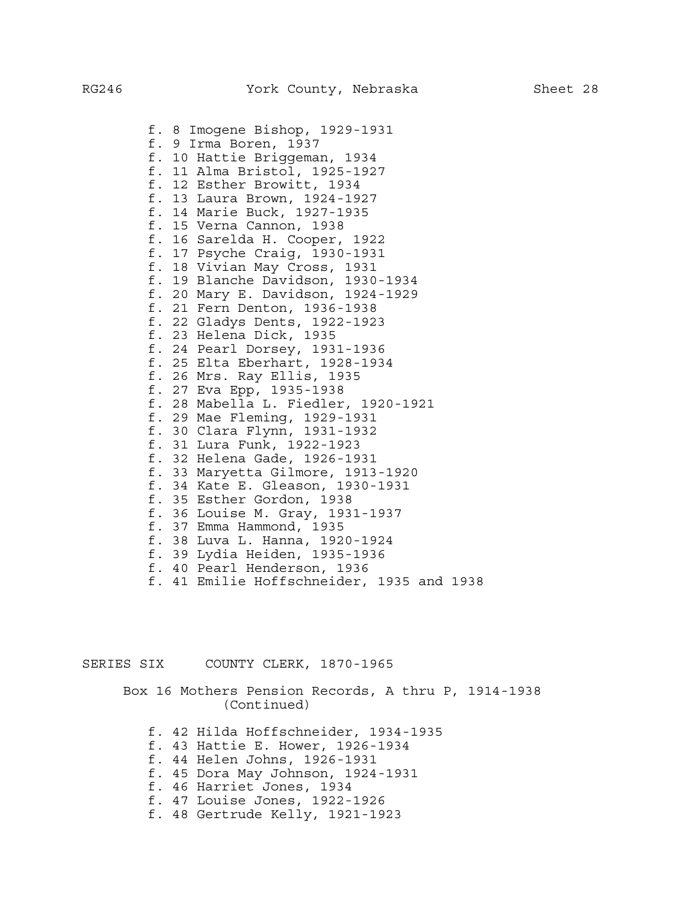- f. 8 Imogene Bishop, 1929-1931
- f. 9 Irma Boren, 1937
- f. 10 Hattie Briggeman, 1934
- f. 11 Alma Bristol, 1925-1927
- f. 12 Esther Browitt, 1934
- f. 13 Laura Brown, 1924-1927
- f. 14 Marie Buck, 1927-1935
- f. 15 Verna Cannon, 1938
- f. 16 Sarelda H. Cooper, 1922
- f. 17 Psyche Craig, 1930-1931
- f. 18 Vivian May Cross, 1931
- f. 19 Blanche Davidson, 1930-1934
- f. 20 Mary E. Davidson, 1924-1929
- f. 21 Fern Denton, 1936-1938
- f. 22 Gladys Dents, 1922-1923
- f. 23 Helena Dick, 1935
- f. 24 Pearl Dorsey, 1931-1936
- f. 25 Elta Eberhart, 1928-1934
- f. 26 Mrs. Ray Ellis, 1935
- f. 27 Eva Epp, 1935-1938
- f. 28 Mabella L. Fiedler, 1920-1921
- f. 29 Mae Fleming, 1929-1931
- f. 30 Clara Flynn, 1931-1932
- f. 31 Lura Funk, 1922-1923
- f. 32 Helena Gade, 1926-1931
- f. 33 Maryetta Gilmore, 1913-1920
- f. 34 Kate E. Gleason, 1930-1931
- f. 35 Esther Gordon, 1938
- f. 36 Louise M. Gray, 1931-1937
- f. 37 Emma Hammond, 1935
- f. 38 Luva L. Hanna, 1920-1924
- f. 39 Lydia Heiden, 1935-1936
- f. 40 Pearl Henderson, 1936
- f. 41 Emilie Hoffschneider, 1935 and 1938

## SERIES SIX COUNTY CLERK, 1870-1965

### Box 16 Mothers Pension Records, A thru P, 1914-1938 (Continued)

- f. 42 Hilda Hoffschneider, 1934-1935
- f. 43 Hattie E. Hower, 1926-1934
- f. 44 Helen Johns, 1926-1931
- f. 45 Dora May Johnson, 1924-1931
- f. 46 Harriet Jones, 1934
- f. 47 Louise Jones, 1922-1926
- f. 48 Gertrude Kelly, 1921-1923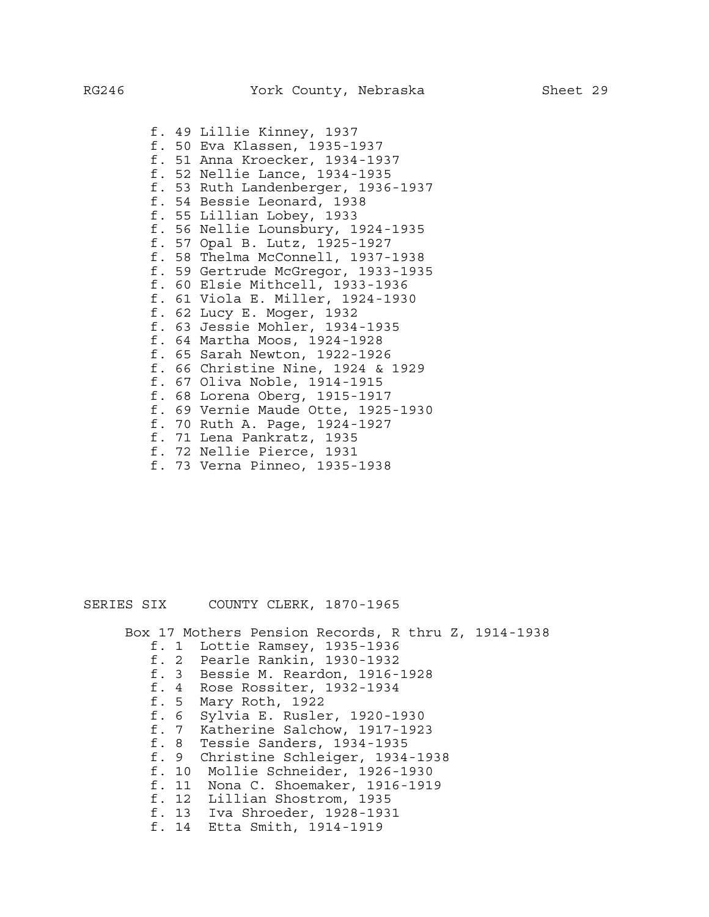- f. 49 Lillie Kinney, 1937
- f. 50 Eva Klassen, 1935-1937
- f. 51 Anna Kroecker, 1934-1937
- f. 52 Nellie Lance, 1934-1935
- f. 53 Ruth Landenberger, 1936-1937
- f. 54 Bessie Leonard, 1938
- f. 55 Lillian Lobey, 1933
- f. 56 Nellie Lounsbury, 1924-1935
- f. 57 Opal B. Lutz, 1925-1927
- f. 58 Thelma McConnell, 1937-1938
- f. 59 Gertrude McGregor, 1933-1935
- f. 60 Elsie Mithcell, 1933-1936
- f. 61 Viola E. Miller, 1924-1930
- f. 62 Lucy E. Moger, 1932
- f. 63 Jessie Mohler, 1934-1935
- f. 64 Martha Moos, 1924-1928
- f. 65 Sarah Newton, 1922-1926
- f. 66 Christine Nine, 1924 & 1929
- f. 67 Oliva Noble, 1914-1915
- f. 68 Lorena Oberg, 1915-1917
- f. 69 Vernie Maude Otte, 1925-1930
- f. 70 Ruth A. Page, 1924-1927
- f. 71 Lena Pankratz, 1935
- f. 72 Nellie Pierce, 1931
- f. 73 Verna Pinneo, 1935-1938

## SERIES SIX COUNTY CLERK, 1870-1965

Box 17 Mothers Pension Records, R thru Z, 1914-1938

- f. 1 Lottie Ramsey, 1935-1936
- f. 2 Pearle Rankin, 1930-1932
- f. 3 Bessie M. Reardon, 1916-1928
- f. 4 Rose Rossiter, 1932-1934
- f. 5 Mary Roth, 1922
- f. 6 Sylvia E. Rusler, 1920-1930
- f. 7 Katherine Salchow, 1917-1923
- f. 8 Tessie Sanders, 1934-1935
- f. 9 Christine Schleiger, 1934-1938
- f. 10 Mollie Schneider, 1926-1930
- f. 11 Nona C. Shoemaker, 1916-1919
- f. 12 Lillian Shostrom, 1935
- f. 13 Iva Shroeder, 1928-1931
- f. 14 Etta Smith, 1914-1919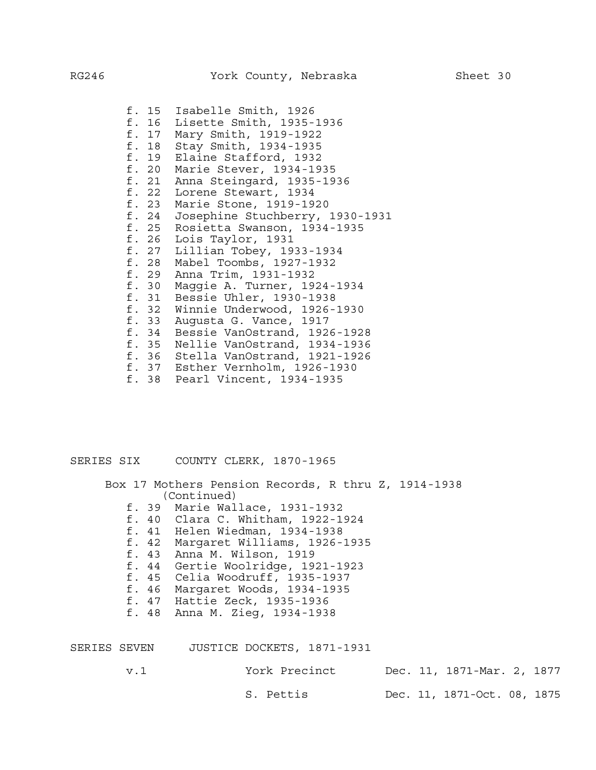f. 15 Isabelle Smith, 1926
f. 16 Lisette Smith, 1935-1936
f. 17 Mary Smith, 1919-1922
f. 18 Stay Smith, 1934-1935
f. 19 Elaine Stafford, 1932
f. 20 Marie Stever, 1934-1935
f. 21 Anna Steingard, 1935-1936
f. 22 Lorene Stewart, 1934
f. 23 Marie Stone, 1919-1920
f. 24 Josephine Stuchberry, 1930-1931
f. 25 Rosietta Swanson, 1934-1935
f. 26 Lois Taylor, 1931
f. 27 Lillian Tobey, 1933-1934
f. 28 Mabel Toombs, 1927-1932
f. 29 Anna Trim, 1931-1932
f. 30 Maggie A. Turner, 1924-1934
f. 31 Bessie Uhler, 1930-1938
f. 32 Winnie Underwood, 1926-1930
f. 33 Augusta G. Vance, 1917
f. 34 Bessie VanOstrand, 1926-1928
f. 35 Nellie VanOstrand, 1934-1936
f. 36 Stella VanOstrand, 1921-1926
f. 37 Esther Vernholm, 1926-1930
f. 38 Pearl Vincent, 1934-1935

## SERIES SIX COUNTY CLERK, 1870-1965

Box 17 Mothers Pension Records, R thru Z, 1914-1938 (Continued)

f. 39 Marie Wallace, 1931-1932
f. 40 Clara C. Whitham, 1922-1924
f. 41 Helen Wiedman, 1934-1938
f. 42 Margaret Williams, 1926-1935
f. 43 Anna M. Wilson, 1919
f. 44 Gertie Woolridge, 1921-1923
f. 45 Celia Woodruff, 1935-1937
f. 46 Margaret Woods, 1934-1935
f. 47 Hattie Zeck, 1935-1936
f. 48 Anna M. Zieg, 1934-1938

## SERIES SEVEN JUSTICE DOCKETS, 1871-1931

| | | |
|---|---|---|
| v.1 | York Precinct | Dec. 11, 1871-Mar. 2, 1877 |
| | S. Pettis | Dec. 11, 1871-Oct. 08, 1875 |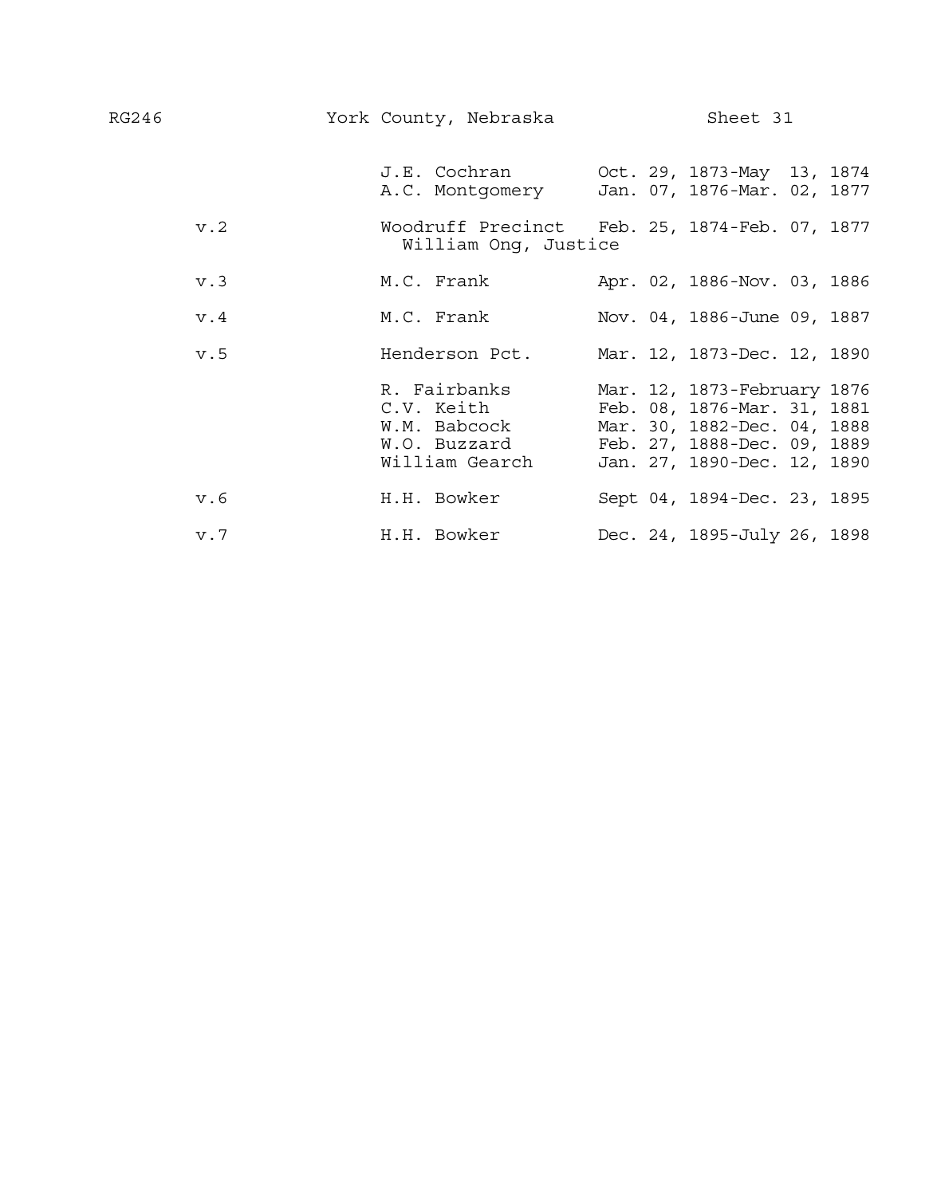| | | |
|---|---|---|
| | J.E. Cochran | Oct. 29, 1873-May 13, 1874 |
| | A.C. Montgomery | Jan. 07, 1876-Mar. 02, 1877 |
| v.2 | Woodruff Precinct<br>William Ong, Justice | Feb. 25, 1874-Feb. 07, 1877 |
| v.3 | M.C. Frank | Apr. 02, 1886-Nov. 03, 1886 |
| v.4 | M.C. Frank | Nov. 04, 1886-June 09, 1887 |
| v.5 | Henderson Pct. | Mar. 12, 1873-Dec. 12, 1890 |
| | R. Fairbanks | Mar. 12, 1873-February 1876 |
| | C.V. Keith | Feb. 08, 1876-Mar. 31, 1881 |
| | W.M. Babcock | Mar. 30, 1882-Dec. 04, 1888 |
| | W.O. Buzzard | Feb. 27, 1888-Dec. 09, 1889 |
| | William Gearch | Jan. 27, 1890-Dec. 12, 1890 |
| v.6 | H.H. Bowker | Sept 04, 1894-Dec. 23, 1895 |
| v.7 | H.H. Bowker | Dec. 24, 1895-July 26, 1898 |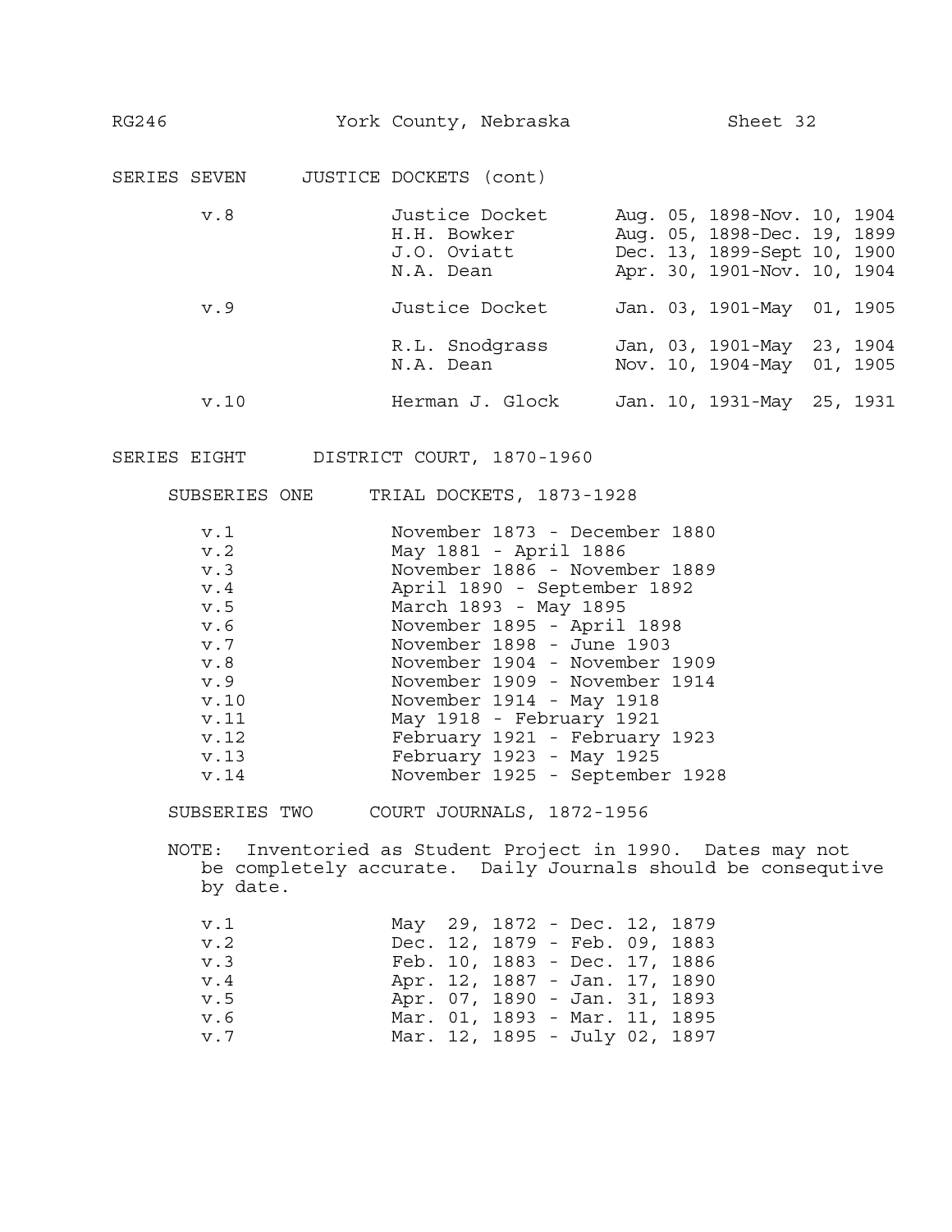## SERIES SEVEN JUSTICE DOCKETS (cont)

| | | |
|---|---|---|
| v.8 | Justice Docket | Aug. 05, 1898-Nov. 10, 1904 |
| | H.H. Bowker | Aug. 05, 1898-Dec. 19, 1899 |
| | J.O. Oviatt | Dec. 13, 1899-Sept 10, 1900 |
| | N.A. Dean | Apr. 30, 1901-Nov. 10, 1904 |
| v.9 | Justice Docket | Jan. 03, 1901-May 01, 1905 |
| | R.L. Snodgrass | Jan, 03, 1901-May 23, 1904 |
| | N.A. Dean | Nov. 10, 1904-May 01, 1905 |
| v.10 | Herman J. Glock | Jan. 10, 1931-May 25, 1931 |

## SERIES EIGHT DISTRICT COURT, 1870-1960

### SUBSERIES ONE TRIAL DOCKETS, 1873-1928

| | |
|---|---|
| v.1 | November 1873 - December 1880 |
| v.2 | May 1881 - April 1886 |
| v.3 | November 1886 - November 1889 |
| v.4 | April 1890 - September 1892 |
| v.5 | March 1893 - May 1895 |
| v.6 | November 1895 - April 1898 |
| v.7 | November 1898 - June 1903 |
| v.8 | November 1904 - November 1909 |
| v.9 | November 1909 - November 1914 |
| v.10 | November 1914 - May 1918 |
| v.11 | May 1918 - February 1921 |
| v.12 | February 1921 - February 1923 |
| v.13 | February 1923 - May 1925 |
| v.14 | November 1925 - September 1928 |

### SUBSERIES TWO COURT JOURNALS, 1872-1956

NOTE: Inventoried as Student Project in 1990. Dates may not be completely accurate. Daily Journals should be consequtive by date.

| | |
|---|---|
| v.1 | May 29, 1872 - Dec. 12, 1879 |
| v.2 | Dec. 12, 1879 - Feb. 09, 1883 |
| v.3 | Feb. 10, 1883 - Dec. 17, 1886 |
| v.4 | Apr. 12, 1887 - Jan. 17, 1890 |
| v.5 | Apr. 07, 1890 - Jan. 31, 1893 |
| v.6 | Mar. 01, 1893 - Mar. 11, 1895 |
| v.7 | Mar. 12, 1895 - July 02, 1897 |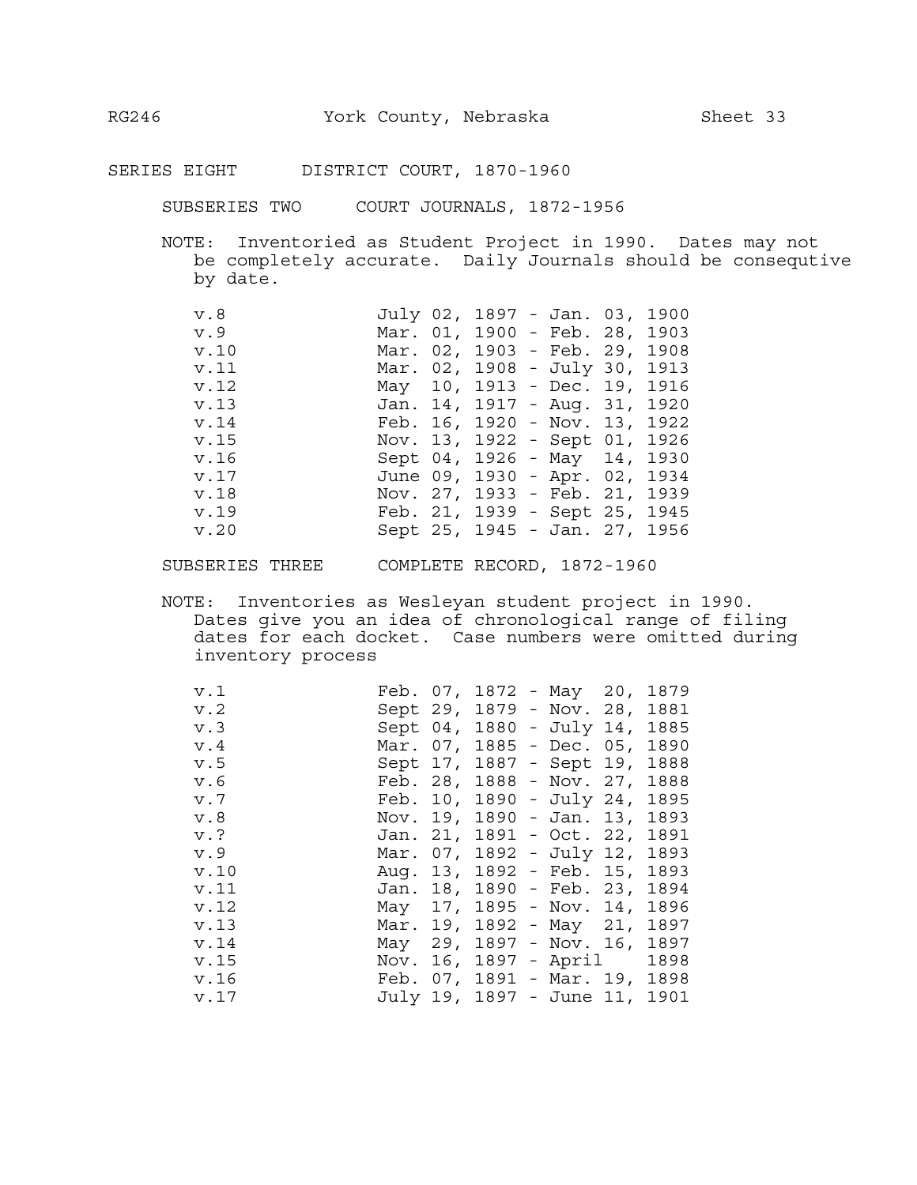## SERIES EIGHT DISTRICT COURT, 1870-1960

### SUBSERIES TWO COURT JOURNALS, 1872-1956

NOTE: Inventoried as Student Project in 1990. Dates may not be completely accurate. Daily Journals should be consequtive by date.

| | |
|---|---|
| v.8 | July 02, 1897 - Jan. 03, 1900 |
| v.9 | Mar. 01, 1900 - Feb. 28, 1903 |
| v.10 | Mar. 02, 1903 - Feb. 29, 1908 |
| v.11 | Mar. 02, 1908 - July 30, 1913 |
| v.12 | May 10, 1913 - Dec. 19, 1916 |
| v.13 | Jan. 14, 1917 - Aug. 31, 1920 |
| v.14 | Feb. 16, 1920 - Nov. 13, 1922 |
| v.15 | Nov. 13, 1922 - Sept 01, 1926 |
| v.16 | Sept 04, 1926 - May 14, 1930 |
| v.17 | June 09, 1930 - Apr. 02, 1934 |
| v.18 | Nov. 27, 1933 - Feb. 21, 1939 |
| v.19 | Feb. 21, 1939 - Sept 25, 1945 |
| v.20 | Sept 25, 1945 - Jan. 27, 1956 |

### SUBSERIES THREE COMPLETE RECORD, 1872-1960

NOTE: Inventories as Wesleyan student project in 1990. Dates give you an idea of chronological range of filing dates for each docket. Case numbers were omitted during inventory process

| | |
|---|---|
| v.1 | Feb. 07, 1872 - May 20, 1879 |
| v.2 | Sept 29, 1879 - Nov. 28, 1881 |
| v.3 | Sept 04, 1880 - July 14, 1885 |
| v.4 | Mar. 07, 1885 - Dec. 05, 1890 |
| v.5 | Sept 17, 1887 - Sept 19, 1888 |
| v.6 | Feb. 28, 1888 - Nov. 27, 1888 |
| v.7 | Feb. 10, 1890 - July 24, 1895 |
| v.8 | Nov. 19, 1890 - Jan. 13, 1893 |
| v.? | Jan. 21, 1891 - Oct. 22, 1891 |
| v.9 | Mar. 07, 1892 - July 12, 1893 |
| v.10 | Aug. 13, 1892 - Feb. 15, 1893 |
| v.11 | Jan. 18, 1890 - Feb. 23, 1894 |
| v.12 | May 17, 1895 - Nov. 14, 1896 |
| v.13 | Mar. 19, 1892 - May 21, 1897 |
| v.14 | May 29, 1897 - Nov. 16, 1897 |
| v.15 | Nov. 16, 1897 - April 1898 |
| v.16 | Feb. 07, 1891 - Mar. 19, 1898 |
| v.17 | July 19, 1897 - June 11, 1901 |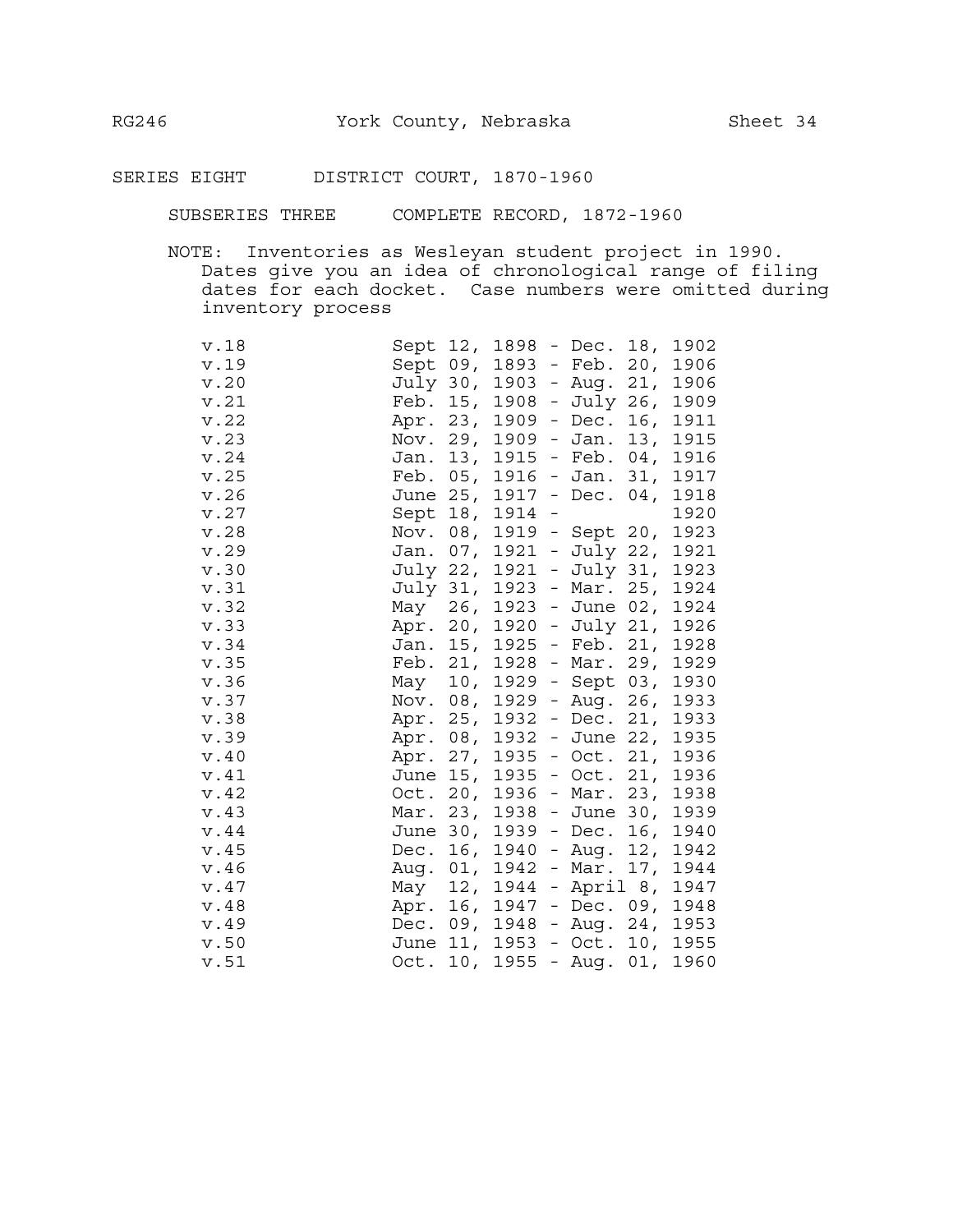## SERIES EIGHT DISTRICT COURT, 1870-1960

### SUBSERIES THREE COMPLETE RECORD, 1872-1960

NOTE: Inventories as Wesleyan student project in 1990. Dates give you an idea of chronological range of filing dates for each docket. Case numbers were omitted during inventory process

| Volume | Dates |
|---|---|
| v.18 | Sept 12, 1898 - Dec. 18, 1902 |
| v.19 | Sept 09, 1893 - Feb. 20, 1906 |
| v.20 | July 30, 1903 - Aug. 21, 1906 |
| v.21 | Feb. 15, 1908 - July 26, 1909 |
| v.22 | Apr. 23, 1909 - Dec. 16, 1911 |
| v.23 | Nov. 29, 1909 - Jan. 13, 1915 |
| v.24 | Jan. 13, 1915 - Feb. 04, 1916 |
| v.25 | Feb. 05, 1916 - Jan. 31, 1917 |
| v.26 | June 25, 1917 - Dec. 04, 1918 |
| v.27 | Sept 18, 1914 - 1920 |
| v.28 | Nov. 08, 1919 - Sept 20, 1923 |
| v.29 | Jan. 07, 1921 - July 22, 1921 |
| v.30 | July 22, 1921 - July 31, 1923 |
| v.31 | July 31, 1923 - Mar. 25, 1924 |
| v.32 | May 26, 1923 - June 02, 1924 |
| v.33 | Apr. 20, 1920 - July 21, 1926 |
| v.34 | Jan. 15, 1925 - Feb. 21, 1928 |
| v.35 | Feb. 21, 1928 - Mar. 29, 1929 |
| v.36 | May 10, 1929 - Sept 03, 1930 |
| v.37 | Nov. 08, 1929 - Aug. 26, 1933 |
| v.38 | Apr. 25, 1932 - Dec. 21, 1933 |
| v.39 | Apr. 08, 1932 - June 22, 1935 |
| v.40 | Apr. 27, 1935 - Oct. 21, 1936 |
| v.41 | June 15, 1935 - Oct. 21, 1936 |
| v.42 | Oct. 20, 1936 - Mar. 23, 1938 |
| v.43 | Mar. 23, 1938 - June 30, 1939 |
| v.44 | June 30, 1939 - Dec. 16, 1940 |
| v.45 | Dec. 16, 1940 - Aug. 12, 1942 |
| v.46 | Aug. 01, 1942 - Mar. 17, 1944 |
| v.47 | May 12, 1944 - April 8, 1947 |
| v.48 | Apr. 16, 1947 - Dec. 09, 1948 |
| v.49 | Dec. 09, 1948 - Aug. 24, 1953 |
| v.50 | June 11, 1953 - Oct. 10, 1955 |
| v.51 | Oct. 10, 1955 - Aug. 01, 1960 |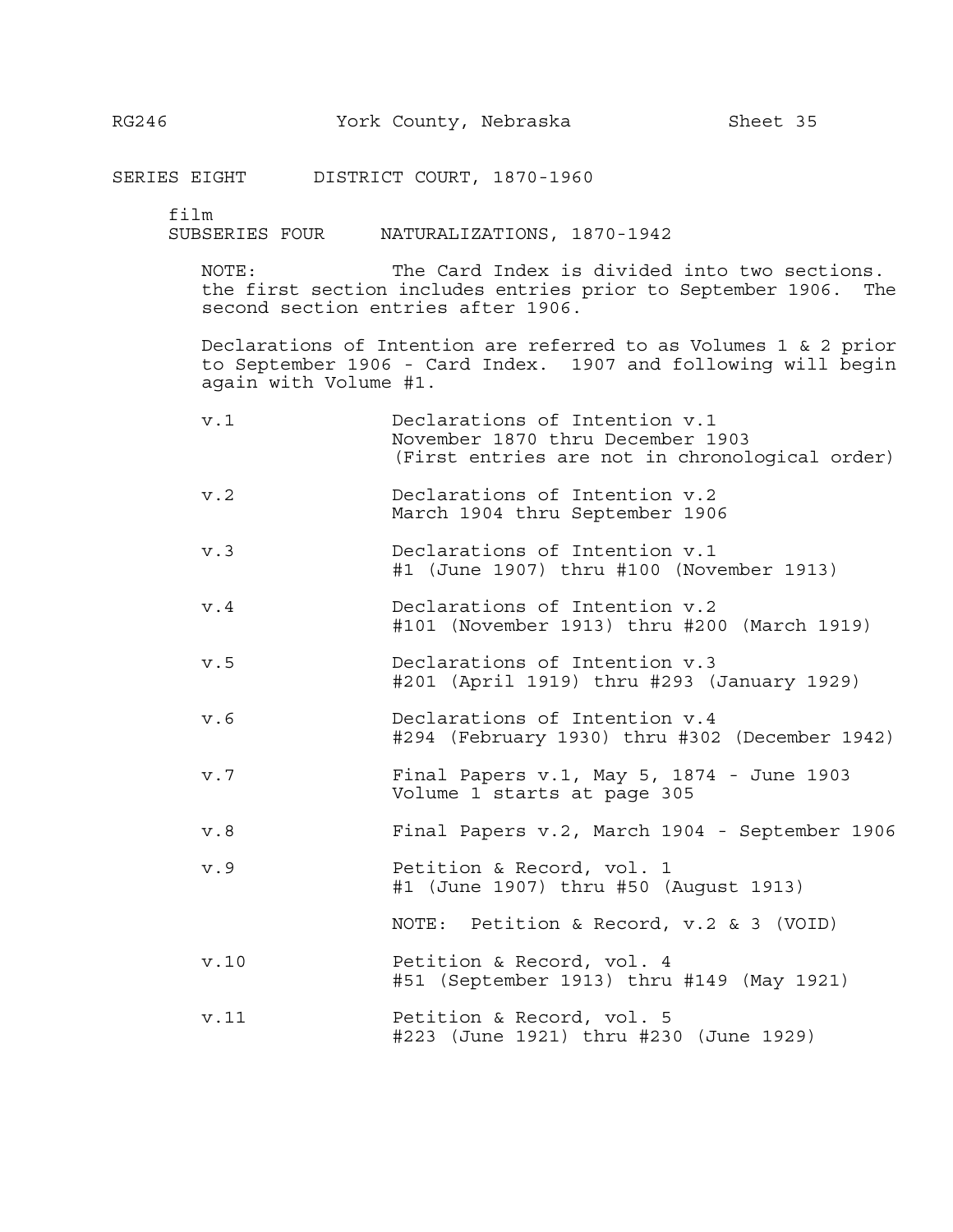RG246 York County, Nebraska Sheet 35

## SERIES EIGHT DISTRICT COURT, 1870-1960

film

### SUBSERIES FOUR NATURALIZATIONS, 1870-1942

NOTE: The Card Index is divided into two sections. the first section includes entries prior to September 1906. The second section entries after 1906.

Declarations of Intention are referred to as Volumes 1 & 2 prior to September 1906 - Card Index. 1907 and following will begin again with Volume #1.

| | |
|---|---|
| v.1 | Declarations of Intention v.1<br>November 1870 thru December 1903<br>(First entries are not in chronological order) |
| v.2 | Declarations of Intention v.2<br>March 1904 thru September 1906 |
| v.3 | Declarations of Intention v.1<br>#1 (June 1907) thru #100 (November 1913) |
| v.4 | Declarations of Intention v.2<br>#101 (November 1913) thru #200 (March 1919) |
| v.5 | Declarations of Intention v.3<br>#201 (April 1919) thru #293 (January 1929) |
| v.6 | Declarations of Intention v.4<br>#294 (February 1930) thru #302 (December 1942) |
| v.7 | Final Papers v.1, May 5, 1874 - June 1903<br>Volume 1 starts at page 305 |
| v.8 | Final Papers v.2, March 1904 - September 1906 |
| v.9 | Petition & Record, vol. 1<br>#1 (June 1907) thru #50 (August 1913)<br><br>NOTE: Petition & Record, v.2 & 3 (VOID) |
| v.10 | Petition & Record, vol. 4<br>#51 (September 1913) thru #149 (May 1921) |
| v.11 | Petition & Record, vol. 5<br>#223 (June 1921) thru #230 (June 1929) |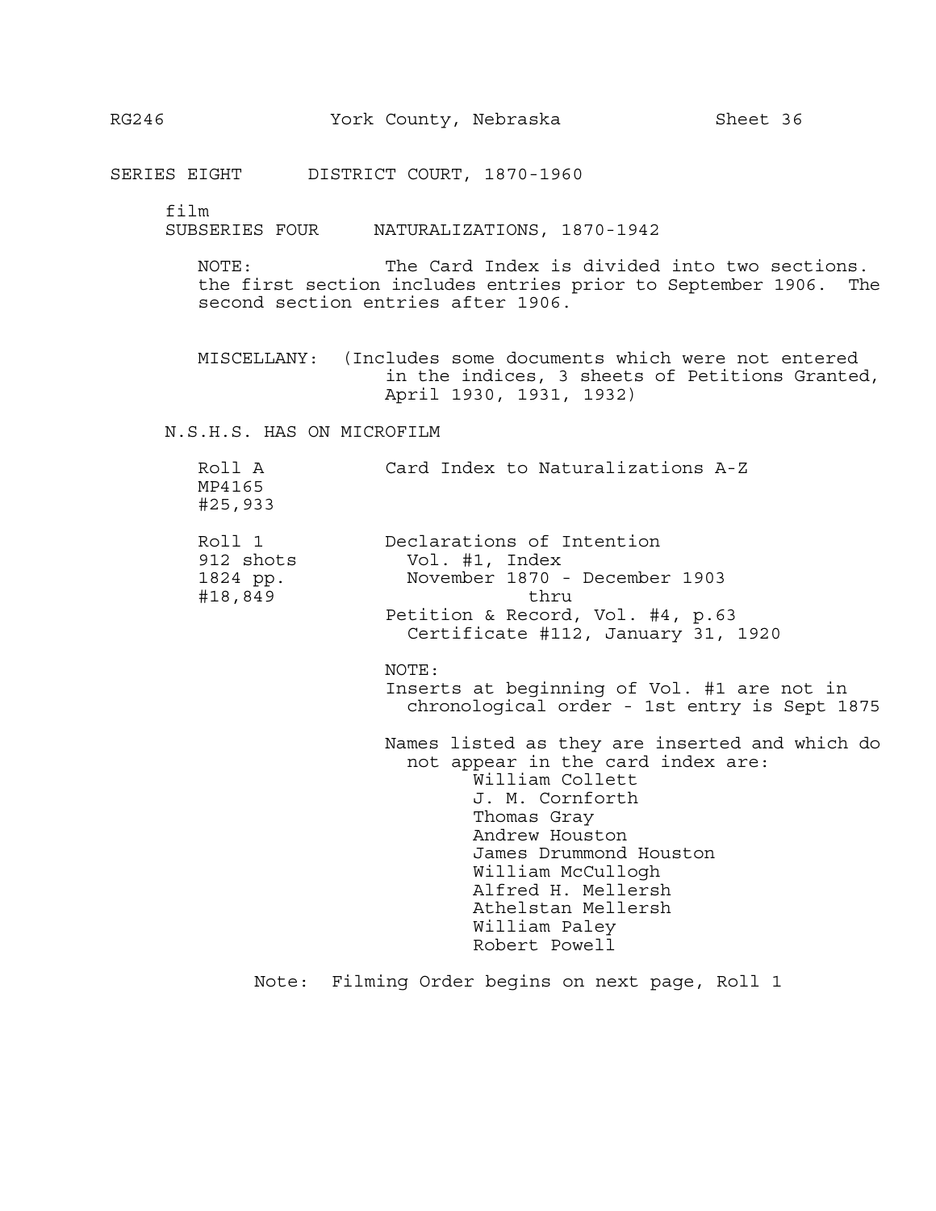RG246 York County, Nebraska Sheet 36

## SERIES EIGHT DISTRICT COURT, 1870-1960

film

### SUBSERIES FOUR NATURALIZATIONS, 1870-1942

NOTE: The Card Index is divided into two sections. the first section includes entries prior to September 1906. The second section entries after 1906.

MISCELLANY: (Includes some documents which were not entered in the indices, 3 sheets of Petitions Granted, April 1930, 1931, 1932)

N.S.H.S. HAS ON MICROFILM

| | |
|---|---|
| Roll A<br>MP4165<br>#25,933 | Card Index to Naturalizations A-Z |
| Roll 1<br>912 shots<br>1824 pp.<br>#18,849 | Declarations of Intention<br>Vol. #1, Index<br>November 1870 - December 1903<br>thru<br>Petition & Record, Vol. #4, p.63<br>Certificate #112, January 31, 1920 |

NOTE:
Inserts at beginning of Vol. #1 are not in chronological order - 1st entry is Sept 1875

Names listed as they are inserted and which do not appear in the card index are:

- William Collett
- J. M. Cornforth
- Thomas Gray
- Andrew Houston
- James Drummond Houston
- William McCullogh
- Alfred H. Mellersh
- Athelstan Mellersh
- William Paley
- Robert Powell

Note: Filming Order begins on next page, Roll 1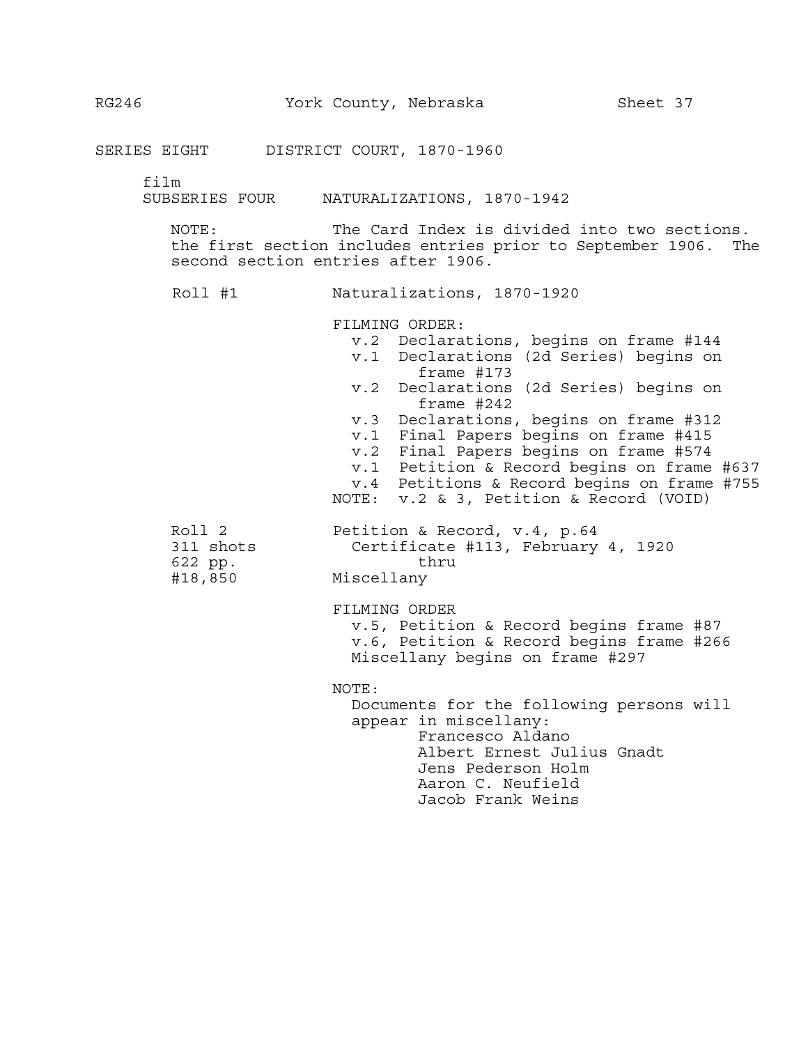## SERIES EIGHT DISTRICT COURT, 1870-1960

film

### SUBSERIES FOUR NATURALIZATIONS, 1870-1942

NOTE: The Card Index is divided into two sections. the first section includes entries prior to September 1906. The second section entries after 1906.

**Roll #1** Naturalizations, 1870-1920

FILMING ORDER:

- v.2 Declarations, begins on frame #144
- v.1 Declarations (2d Series) begins on frame #173
- v.2 Declarations (2d Series) begins on frame #242
- v.3 Declarations, begins on frame #312
- v.1 Final Papers begins on frame #415
- v.2 Final Papers begins on frame #574
- v.1 Petition & Record begins on frame #637
- v.4 Petitions & Record begins on frame #755

NOTE: v.2 & 3, Petition & Record (VOID)

**Roll 2**
311 shots
622 pp.
#18,850

Petition & Record, v.4, p.64
Certificate #113, February 4, 1920
thru
Miscellany

FILMING ORDER

- v.5, Petition & Record begins frame #87
- v.6, Petition & Record begins frame #266
- Miscellany begins on frame #297

NOTE:
Documents for the following persons will appear in miscellany:

- Francesco Aldano
- Albert Ernest Julius Gnadt
- Jens Pederson Holm
- Aaron C. Neufield
- Jacob Frank Weins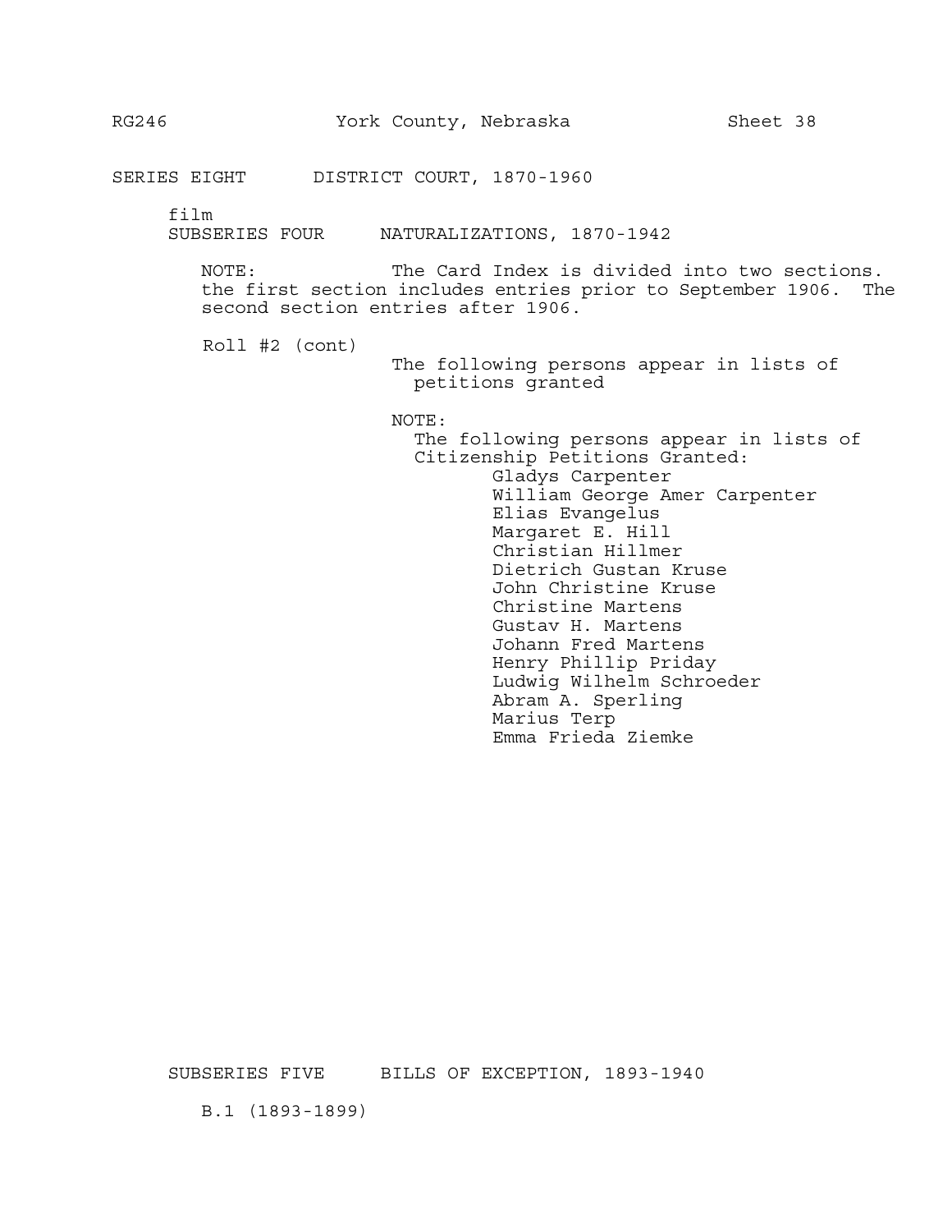SERIES EIGHT DISTRICT COURT, 1870-1960

film

SUBSERIES FOUR NATURALIZATIONS, 1870-1942

NOTE: The Card Index is divided into two sections. the first section includes entries prior to September 1906. The second section entries after 1906.

Roll #2 (cont)

The following persons appear in lists of petitions granted

NOTE:
The following persons appear in lists of Citizenship Petitions Granted:

- Gladys Carpenter
- William George Amer Carpenter
- Elias Evangelus
- Margaret E. Hill
- Christian Hillmer
- Dietrich Gustan Kruse
- John Christine Kruse
- Christine Martens
- Gustav H. Martens
- Johann Fred Martens
- Henry Phillip Priday
- Ludwig Wilhelm Schroeder
- Abram A. Sperling
- Marius Terp
- Emma Frieda Ziemke

SUBSERIES FIVE BILLS OF EXCEPTION, 1893-1940

B.1 (1893-1899)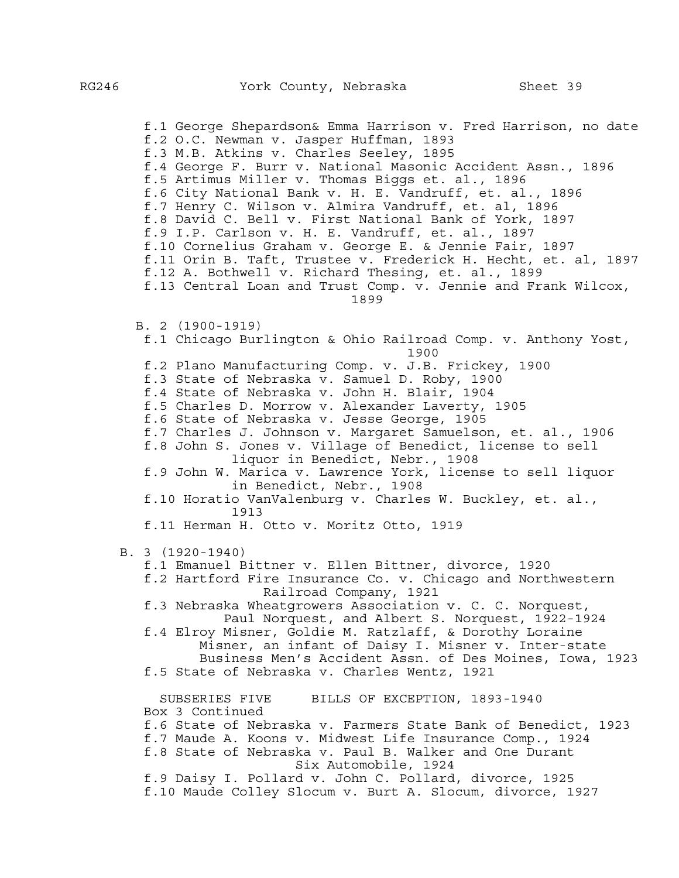f.1 George Shepardson& Emma Harrison v. Fred Harrison, no date
f.2 O.C. Newman v. Jasper Huffman, 1893
f.3 M.B. Atkins v. Charles Seeley, 1895
f.4 George F. Burr v. National Masonic Accident Assn., 1896
f.5 Artimus Miller v. Thomas Biggs et. al., 1896
f.6 City National Bank v. H. E. Vandruff, et. al., 1896
f.7 Henry C. Wilson v. Almira Vandruff, et. al, 1896
f.8 David C. Bell v. First National Bank of York, 1897
f.9 I.P. Carlson v. H. E. Vandruff, et. al., 1897
f.10 Cornelius Graham v. George E. & Jennie Fair, 1897
f.11 Orin B. Taft, Trustee v. Frederick H. Hecht, et. al, 1897
f.12 A. Bothwell v. Richard Thesing, et. al., 1899
f.13 Central Loan and Trust Comp. v. Jennie and Frank Wilcox, 1899

B. 2 (1900-1919)

f.1 Chicago Burlington & Ohio Railroad Comp. v. Anthony Yost, 1900
f.2 Plano Manufacturing Comp. v. J.B. Frickey, 1900
f.3 State of Nebraska v. Samuel D. Roby, 1900
f.4 State of Nebraska v. John H. Blair, 1904
f.5 Charles D. Morrow v. Alexander Laverty, 1905
f.6 State of Nebraska v. Jesse George, 1905
f.7 Charles J. Johnson v. Margaret Samuelson, et. al., 1906
f.8 John S. Jones v. Village of Benedict, license to sell liquor in Benedict, Nebr., 1908
f.9 John W. Marica v. Lawrence York, license to sell liquor in Benedict, Nebr., 1908
f.10 Horatio VanValenburg v. Charles W. Buckley, et. al., 1913
f.11 Herman H. Otto v. Moritz Otto, 1919

B. 3 (1920-1940)

f.1 Emanuel Bittner v. Ellen Bittner, divorce, 1920
f.2 Hartford Fire Insurance Co. v. Chicago and Northwestern Railroad Company, 1921
f.3 Nebraska Wheatgrowers Association v. C. C. Norquest, Paul Norquest, and Albert S. Norquest, 1922-1924
f.4 Elroy Misner, Goldie M. Ratzlaff, & Dorothy Loraine Misner, an infant of Daisy I. Misner v. Inter-state Business Men's Accident Assn. of Des Moines, Iowa, 1923
f.5 State of Nebraska v. Charles Wentz, 1921

SUBSERIES FIVE     BILLS OF EXCEPTION, 1893-1940

Box 3 Continued

f.6 State of Nebraska v. Farmers State Bank of Benedict, 1923
f.7 Maude A. Koons v. Midwest Life Insurance Comp., 1924
f.8 State of Nebraska v. Paul B. Walker and One Durant Six Automobile, 1924
f.9 Daisy I. Pollard v. John C. Pollard, divorce, 1925
f.10 Maude Colley Slocum v. Burt A. Slocum, divorce, 1927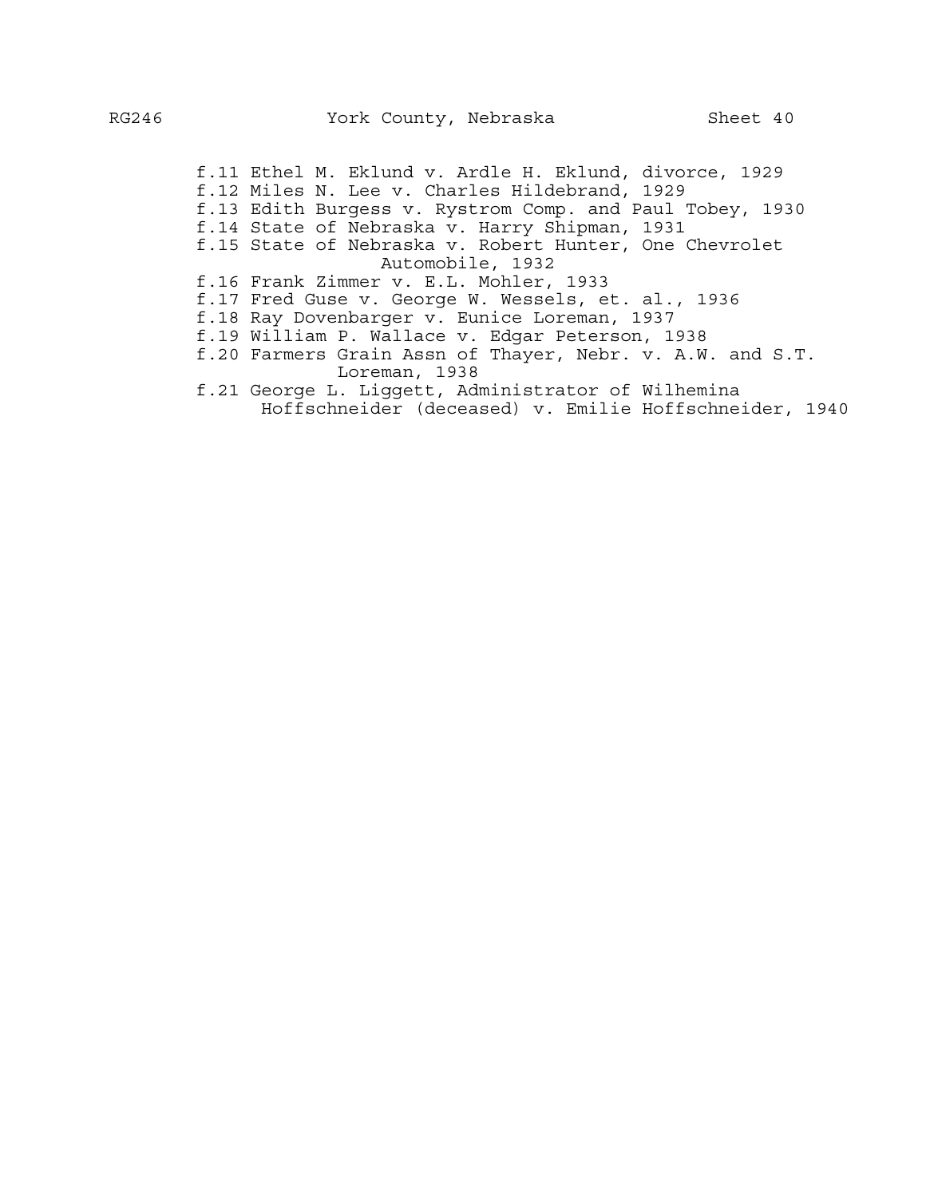- f.11 Ethel M. Eklund v. Ardle H. Eklund, divorce, 1929
- f.12 Miles N. Lee v. Charles Hildebrand, 1929
- f.13 Edith Burgess v. Rystrom Comp. and Paul Tobey, 1930
- f.14 State of Nebraska v. Harry Shipman, 1931
- f.15 State of Nebraska v. Robert Hunter, One Chevrolet Automobile, 1932
- f.16 Frank Zimmer v. E.L. Mohler, 1933
- f.17 Fred Guse v. George W. Wessels, et. al., 1936
- f.18 Ray Dovenbarger v. Eunice Loreman, 1937
- f.19 William P. Wallace v. Edgar Peterson, 1938
- f.20 Farmers Grain Assn of Thayer, Nebr. v. A.W. and S.T. Loreman, 1938
- f.21 George L. Liggett, Administrator of Wilhemina Hoffschneider (deceased) v. Emilie Hoffschneider, 1940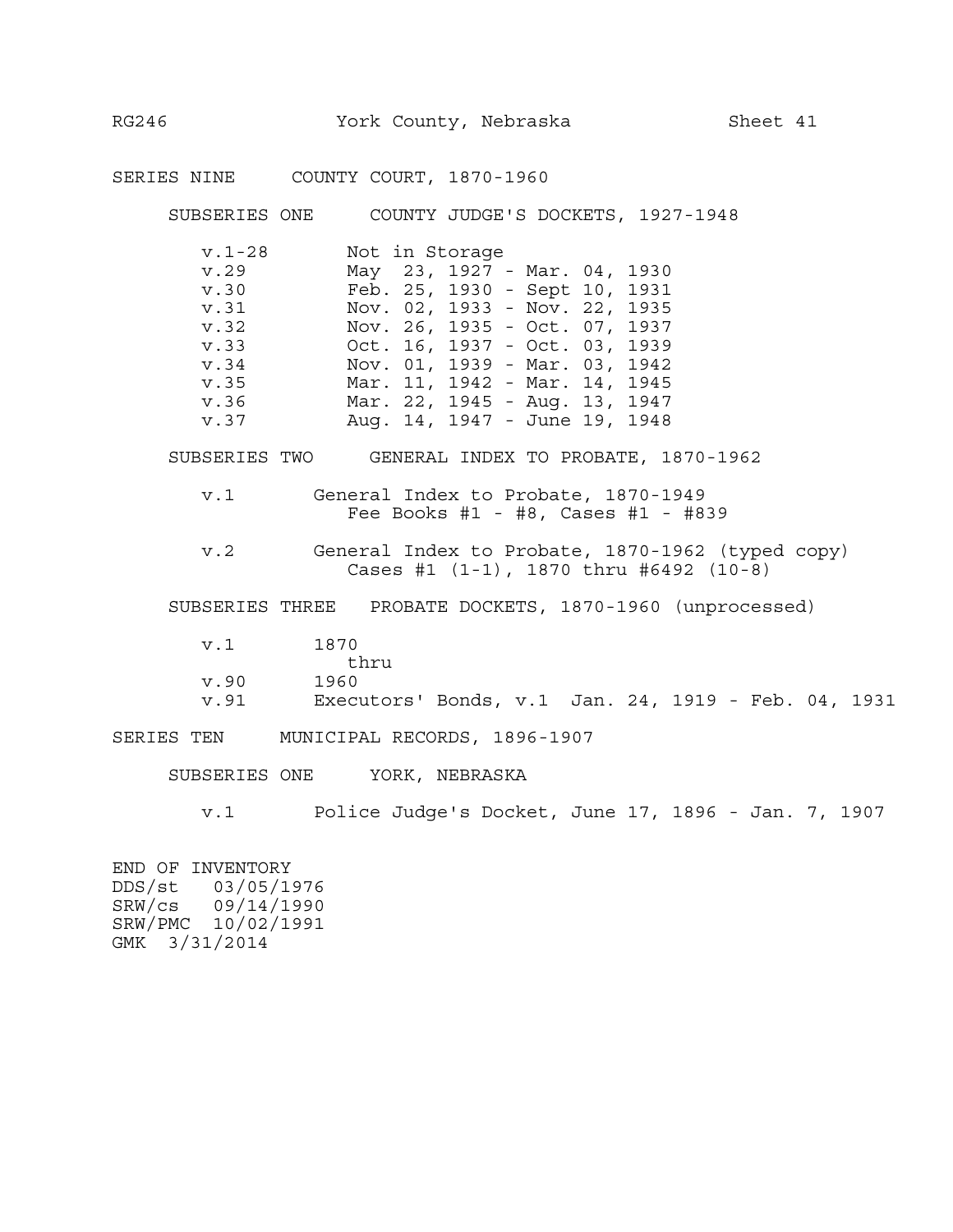SERIES NINE COUNTY COURT, 1870-1960

SUBSERIES ONE COUNTY JUDGE'S DOCKETS, 1927-1948

| | |
|---|---|
| v.1-28 | Not in Storage |
| v.29 | May 23, 1927 - Mar. 04, 1930 |
| v.30 | Feb. 25, 1930 - Sept 10, 1931 |
| v.31 | Nov. 02, 1933 - Nov. 22, 1935 |
| v.32 | Nov. 26, 1935 - Oct. 07, 1937 |
| v.33 | Oct. 16, 1937 - Oct. 03, 1939 |
| v.34 | Nov. 01, 1939 - Mar. 03, 1942 |
| v.35 | Mar. 11, 1942 - Mar. 14, 1945 |
| v.36 | Mar. 22, 1945 - Aug. 13, 1947 |
| v.37 | Aug. 14, 1947 - June 19, 1948 |

SUBSERIES TWO GENERAL INDEX TO PROBATE, 1870-1962

v.1 General Index to Probate, 1870-1949
Fee Books #1 - #8, Cases #1 - #839

v.2 General Index to Probate, 1870-1962 (typed copy)
Cases #1 (1-1), 1870 thru #6492 (10-8)

SUBSERIES THREE PROBATE DOCKETS, 1870-1960 (unprocessed)

v.1 1870
thru
v.90 1960
v.91 Executors' Bonds, v.1 Jan. 24, 1919 - Feb. 04, 1931

SERIES TEN MUNICIPAL RECORDS, 1896-1907

SUBSERIES ONE YORK, NEBRASKA

v.1 Police Judge's Docket, June 17, 1896 - Jan. 7, 1907

END OF INVENTORY
DDS/st 03/05/1976
SRW/cs 09/14/1990
SRW/PMC 10/02/1991
GMK 3/31/2014